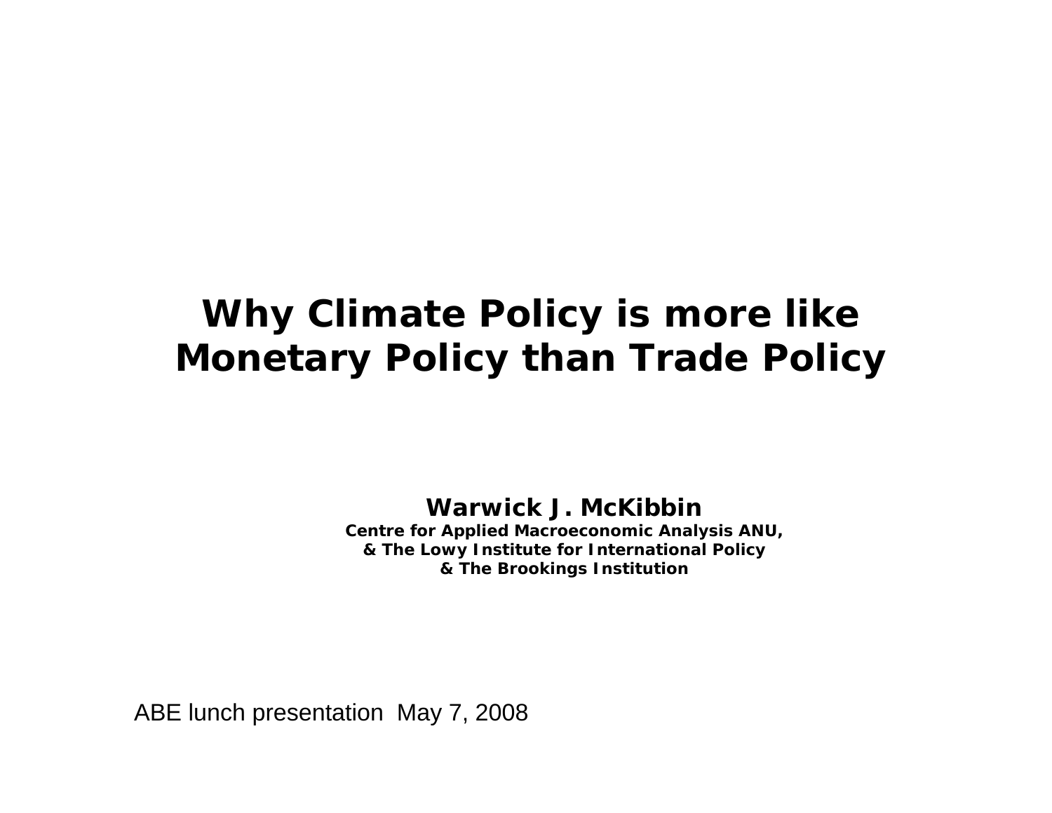# Why Climate Policy is more like Monetary Policy than Trade Policy

**Warwick J. McKibbin**

**Centre for Applied Macroeconomic Analysis ANU,**
**& The Lowy Institute for International Policy**
**& The Brookings Institution**

ABE lunch presentation May 7, 2008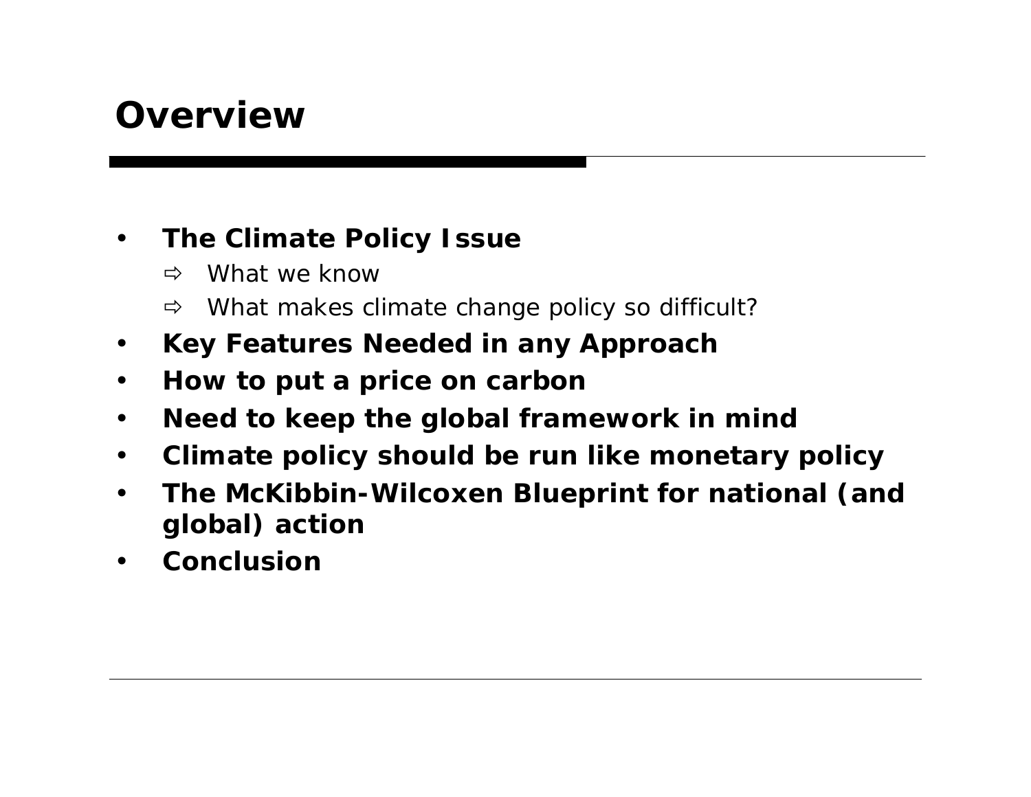# Overview

- **The Climate Policy Issue**
  - What we know
  - What makes climate change policy so difficult?
- **Key Features Needed in any Approach**
- **How to put a price on carbon**
- **Need to keep the global framework in mind**
- **Climate policy should be run like monetary policy**
- **The McKibbin-Wilcoxen Blueprint for national (and global) action**
- **Conclusion**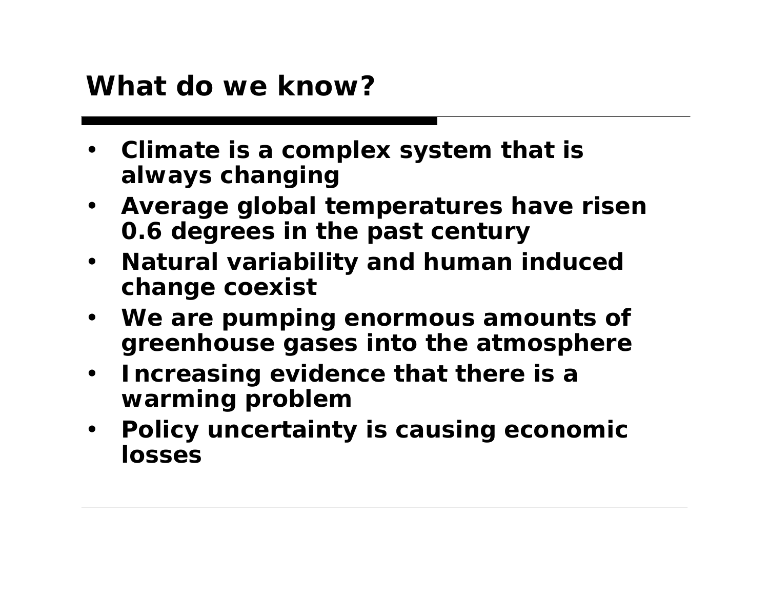## What do we know?

- **Climate is a complex system that is always changing**
- **Average global temperatures have risen 0.6 degrees in the past century**
- **Natural variability and human induced change coexist**
- **We are pumping enormous amounts of greenhouse gases into the atmosphere**
- **Increasing evidence that there is a warming problem**
- **Policy uncertainty is causing economic losses**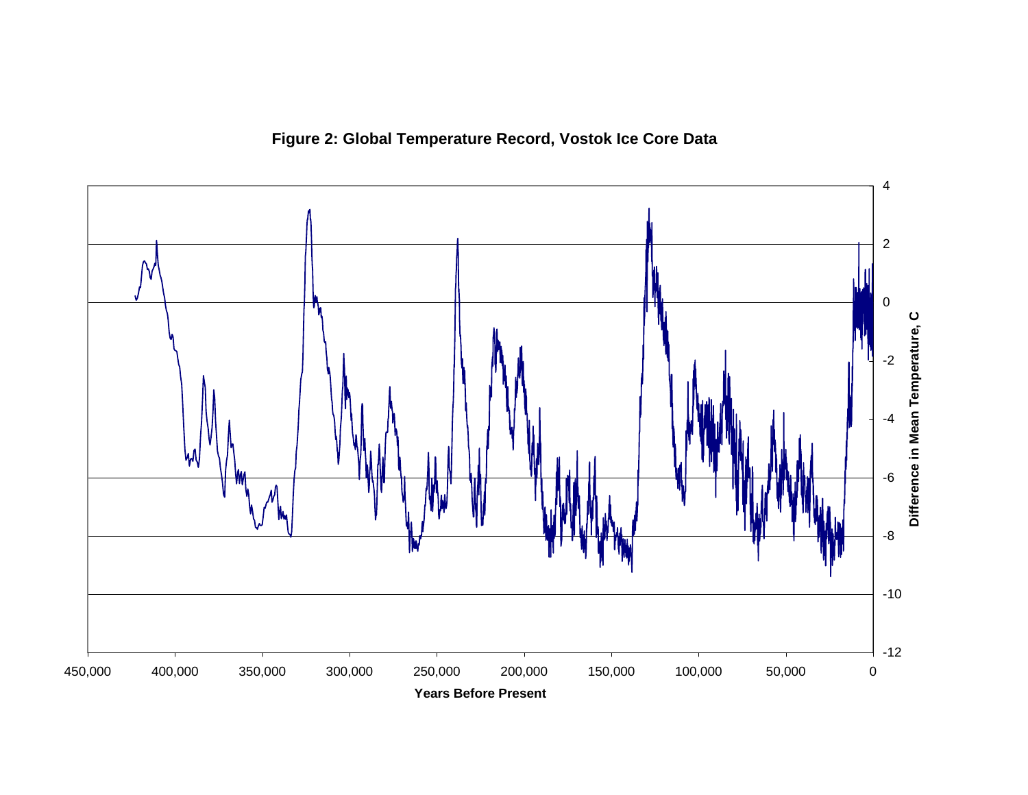**Figure 2: Global Temperature Record, Vostok Ice Core Data**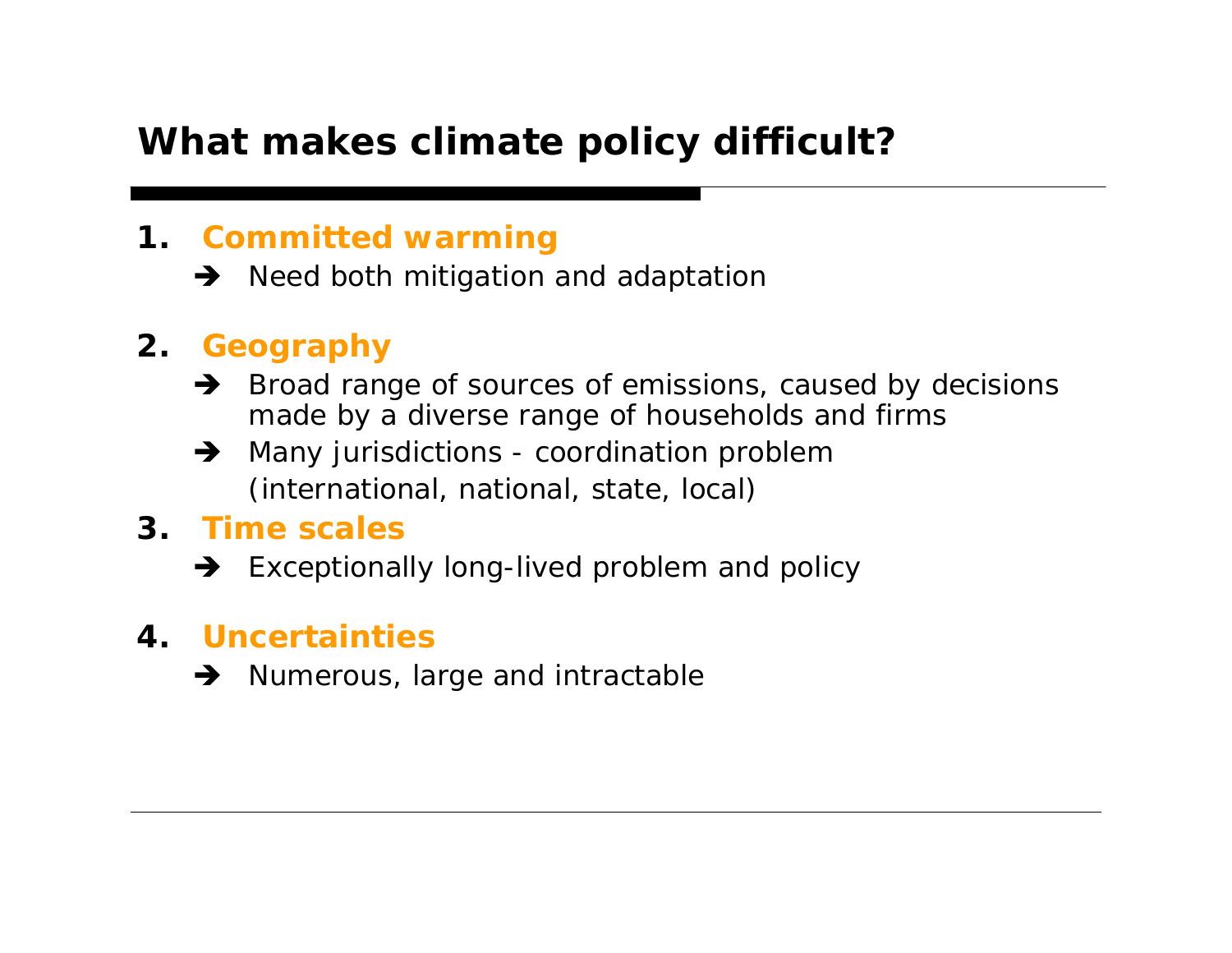## What makes climate policy difficult?

1. **Committed warming**
   - ➔ Need both mitigation and adaptation

2. **Geography**
   - ➔ Broad range of sources of emissions, caused by decisions made by a diverse range of households and firms
   - ➔ Many jurisdictions - coordination problem (international, national, state, local)

3. **Time scales**
   - ➔ Exceptionally long-lived problem and policy

4. **Uncertainties**
   - ➔ Numerous, large and intractable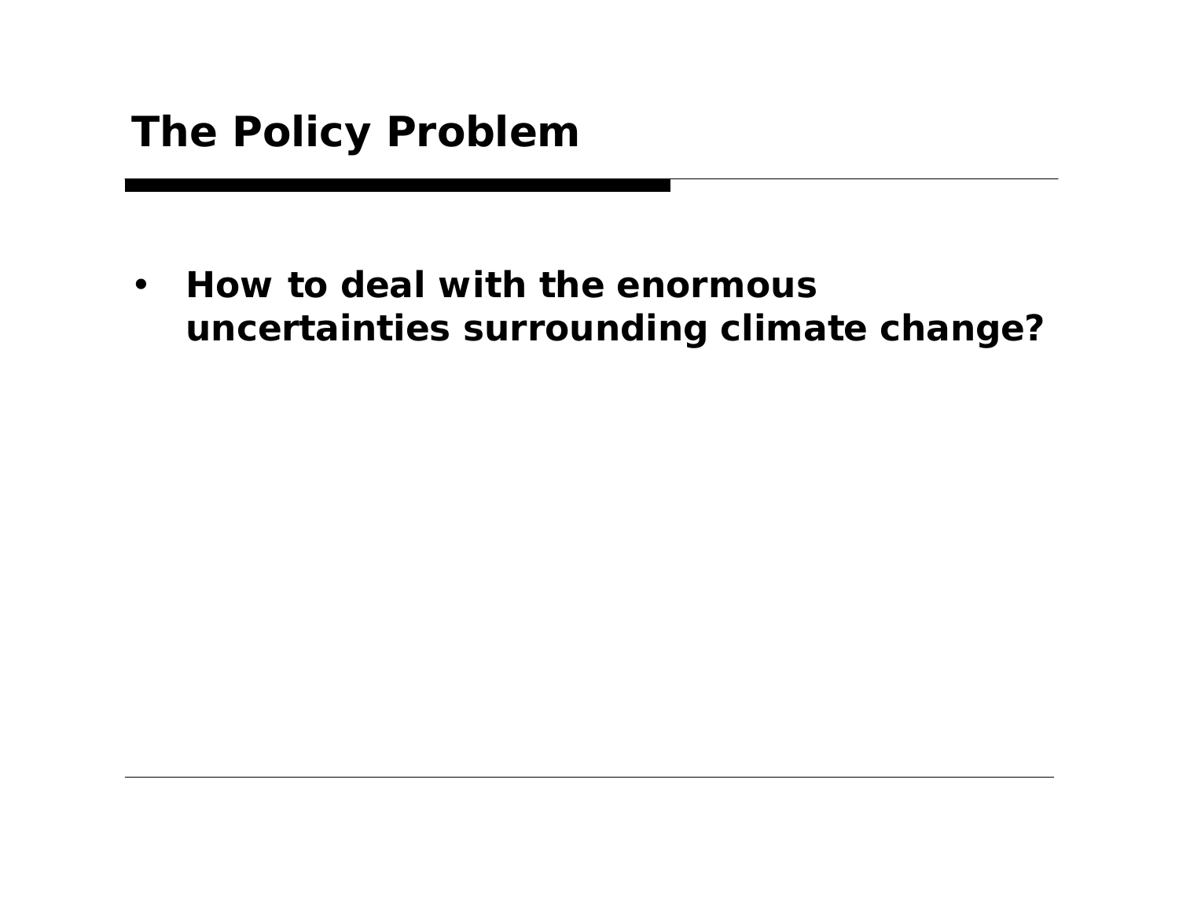# The Policy Problem

- **How to deal with the enormous uncertainties surrounding climate change?**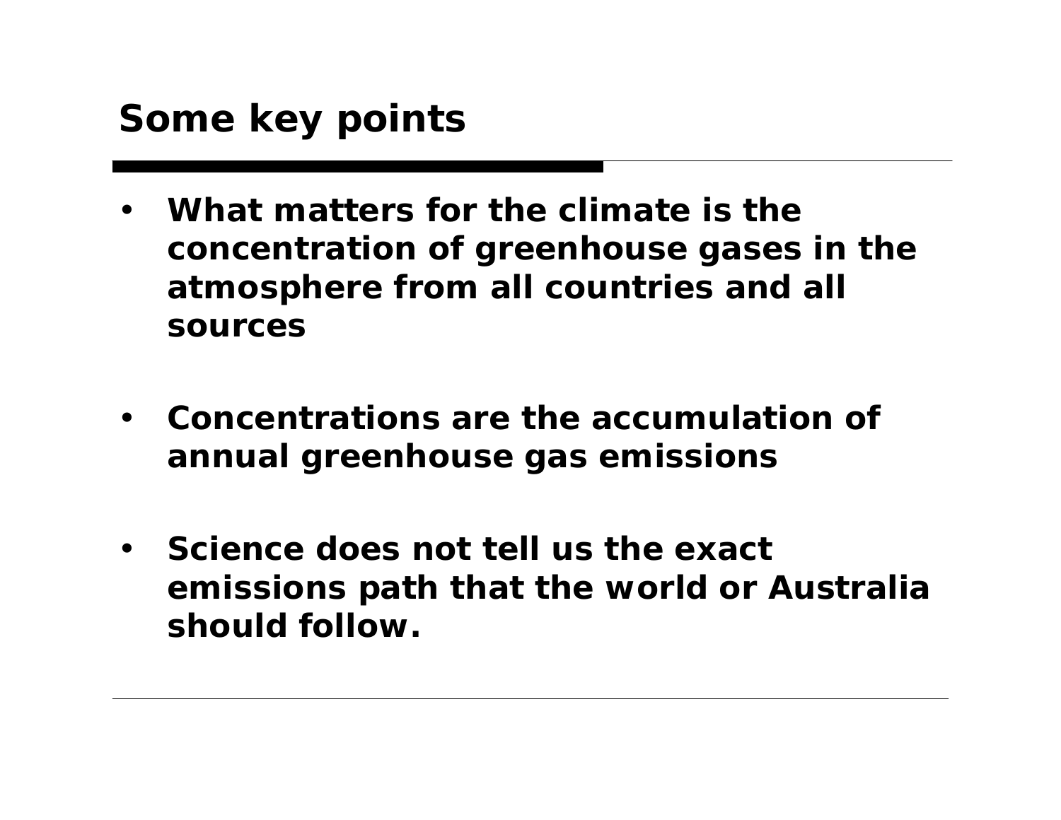## Some key points

- **What matters for the climate is the concentration of greenhouse gases in the atmosphere from all countries and all sources**
- **Concentrations are the accumulation of annual greenhouse gas emissions**
- **Science does not tell us the exact emissions path that the world or Australia should follow.**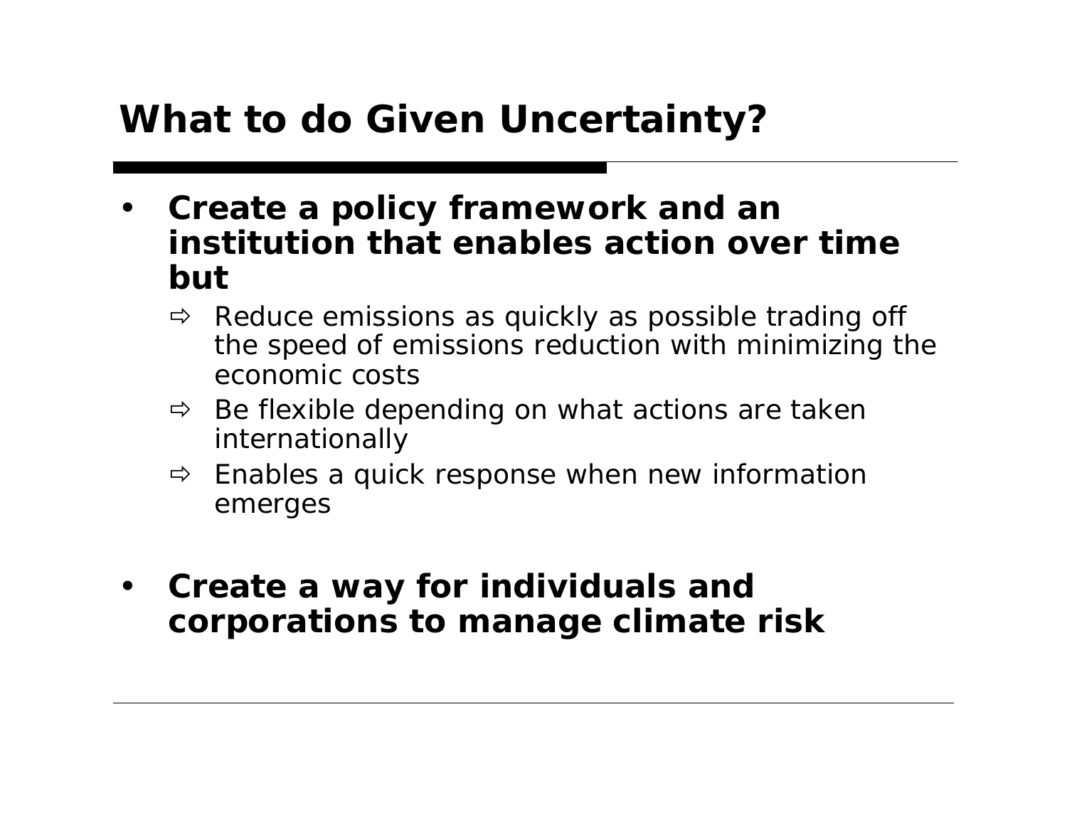# What to do Given Uncertainty?

- **Create a policy framework and an institution that enables action over time but**
  - ⇨ Reduce emissions as quickly as possible trading off the speed of emissions reduction with minimizing the economic costs
  - ⇨ Be flexible depending on what actions are taken internationally
  - ⇨ Enables a quick response when new information emerges

- **Create a way for individuals and corporations to manage climate risk**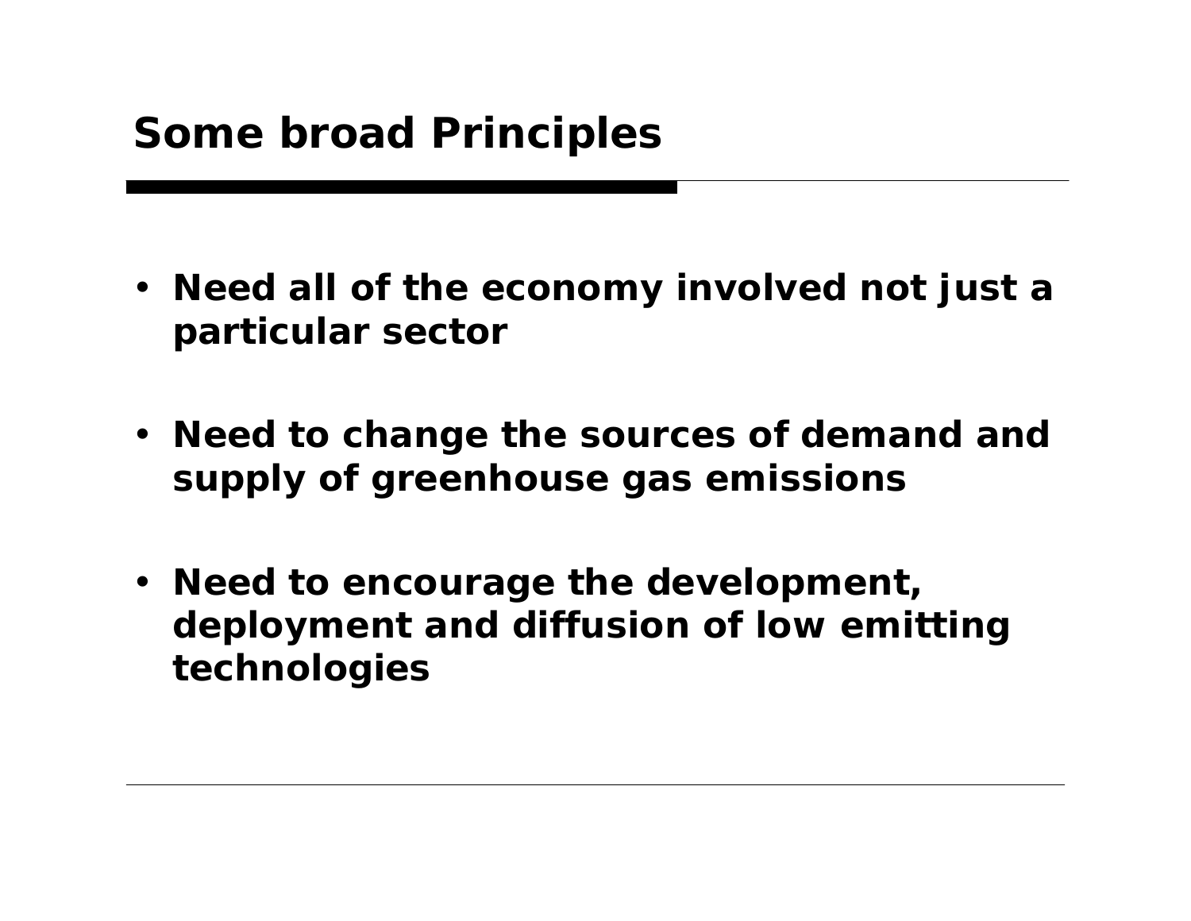# Some broad Principles

- **Need all of the economy involved not just a particular sector**
- **Need to change the sources of demand and supply of greenhouse gas emissions**
- **Need to encourage the development, deployment and diffusion of low emitting technologies**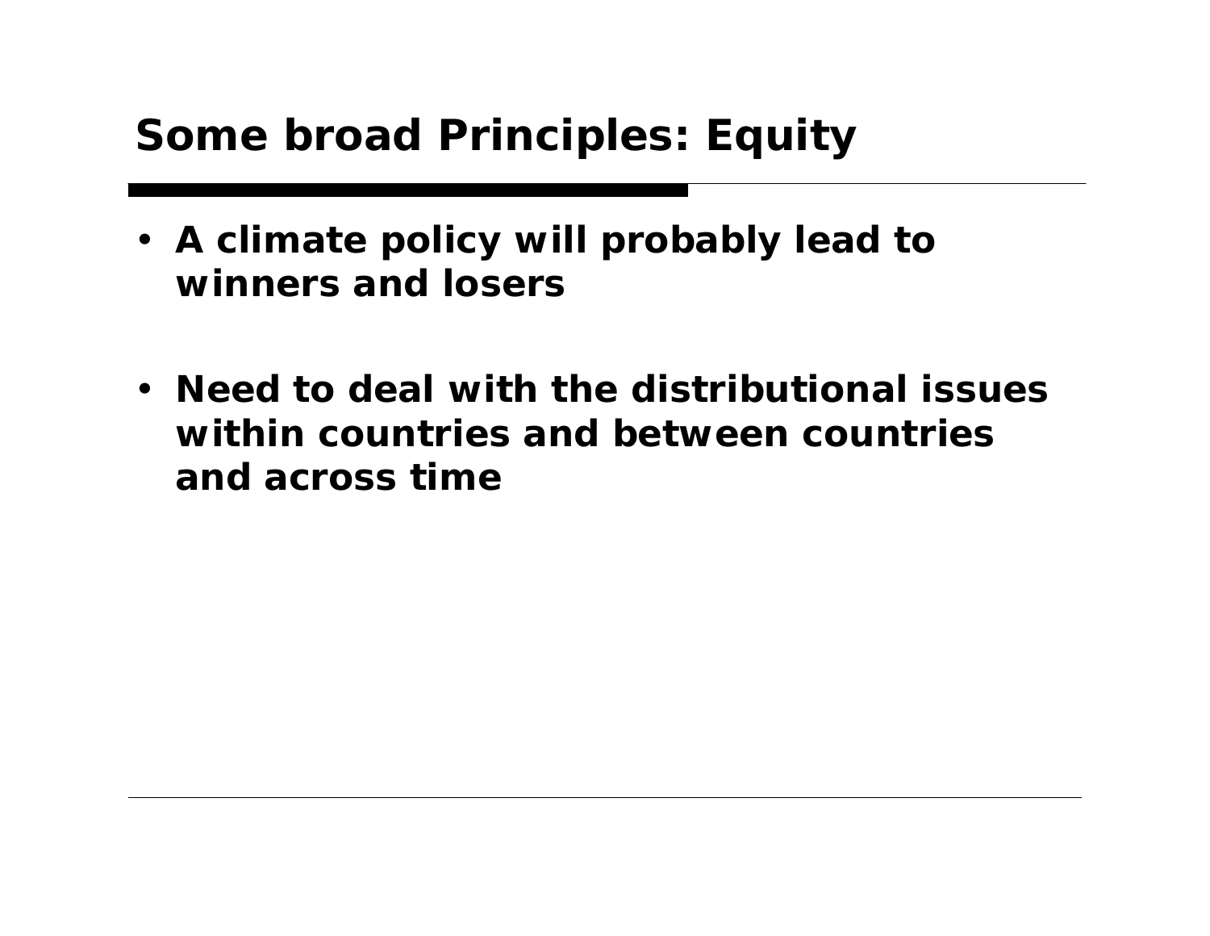# Some broad Principles: Equity

- **A climate policy will probably lead to winners and losers**
- **Need to deal with the distributional issues within countries and between countries and across time**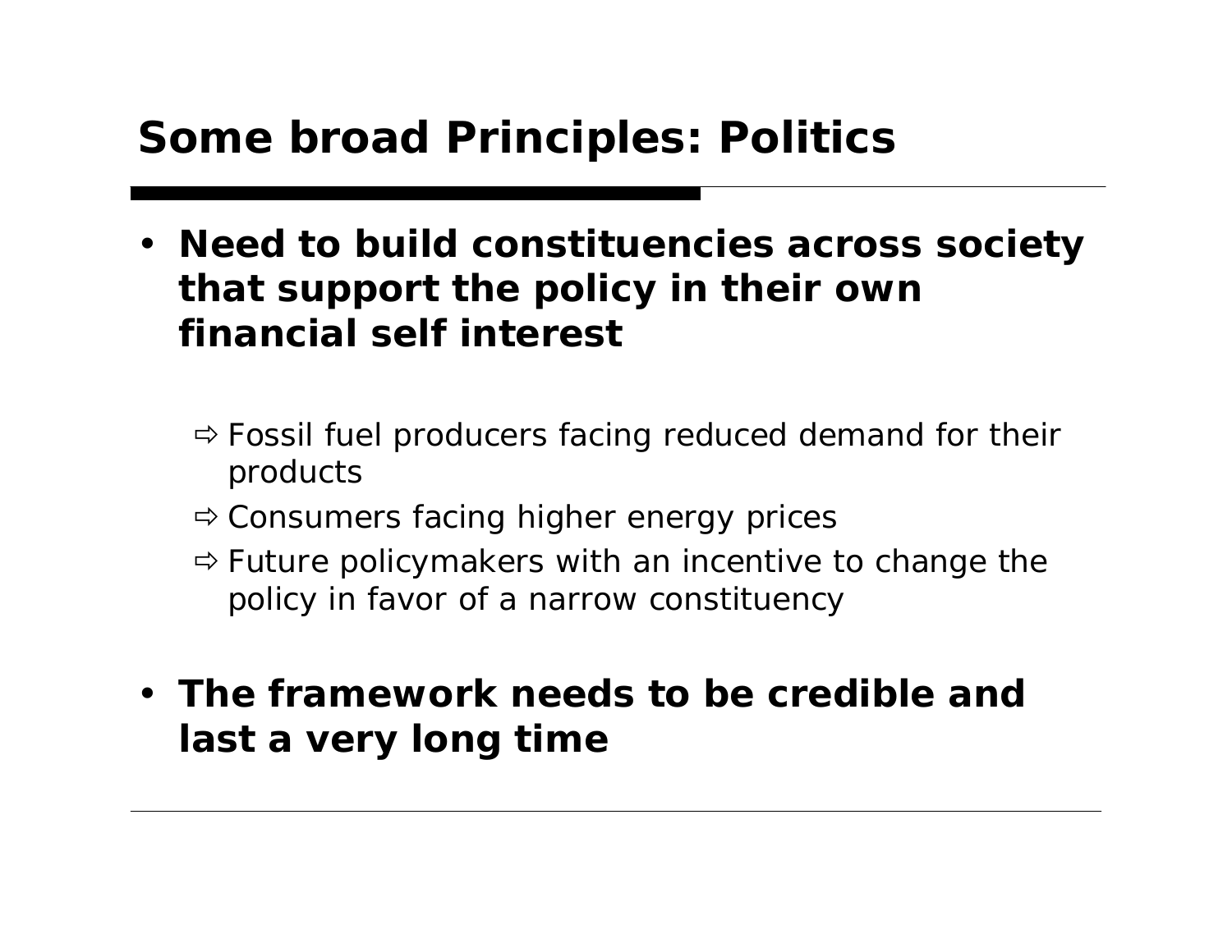# Some broad Principles: Politics

- **Need to build constituencies across society that support the policy in their own financial self interest**
  - ⇨ Fossil fuel producers facing reduced demand for their products
  - ⇨ Consumers facing higher energy prices
  - ⇨ Future policymakers with an incentive to change the policy in favor of a narrow constituency
- **The framework needs to be credible and last a very long time**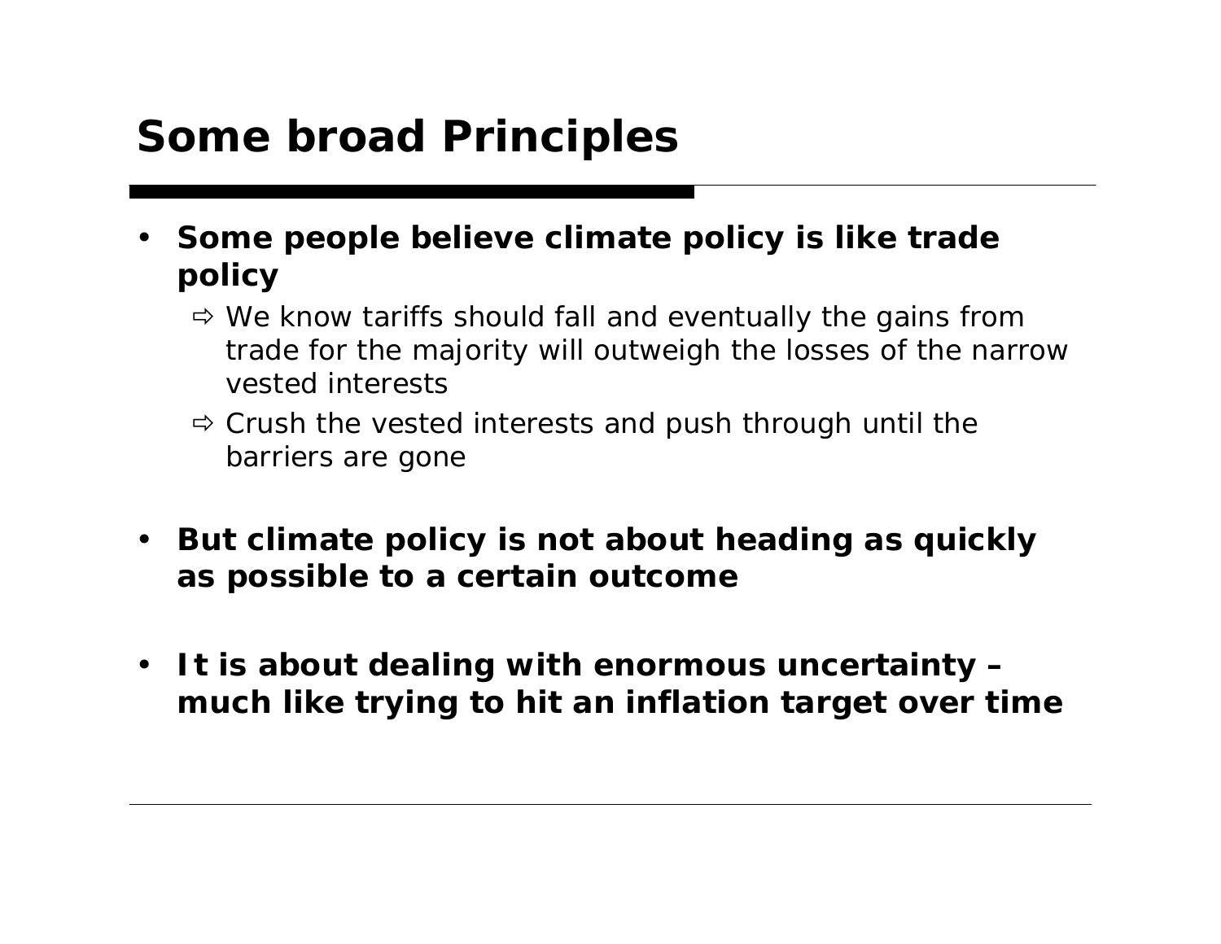# Some broad Principles

- **Some people believe climate policy is like trade policy**
  - ⇨ We know tariffs should fall and eventually the gains from trade for the majority will outweigh the losses of the narrow vested interests
  - ⇨ Crush the vested interests and push through until the barriers are gone

- **But climate policy is not about heading as quickly as possible to a certain outcome**

- **It is about dealing with enormous uncertainty – much like trying to hit an inflation target over time**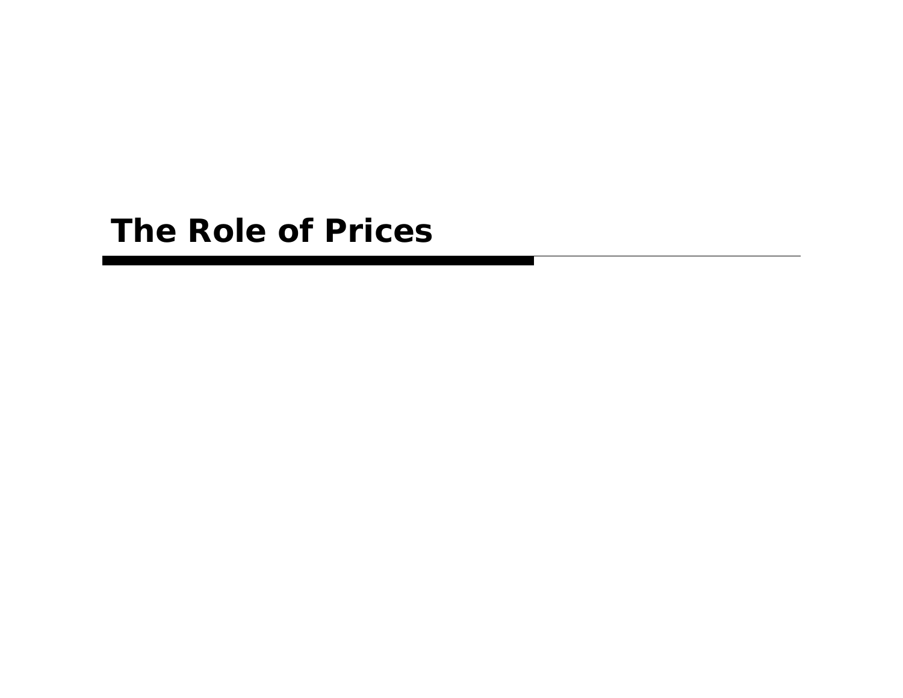# The Role of Prices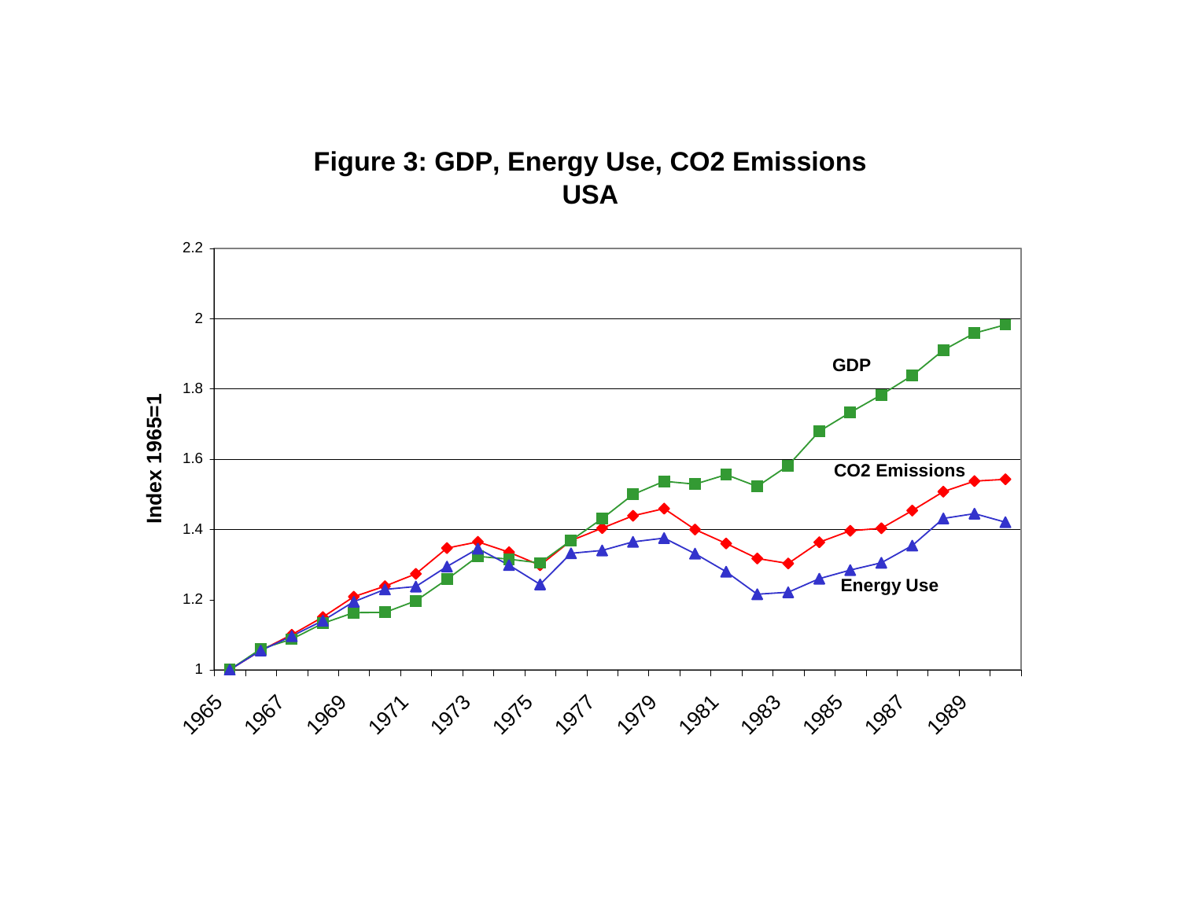**Figure 3: GDP, Energy Use, $CO_2$ Emissions USA**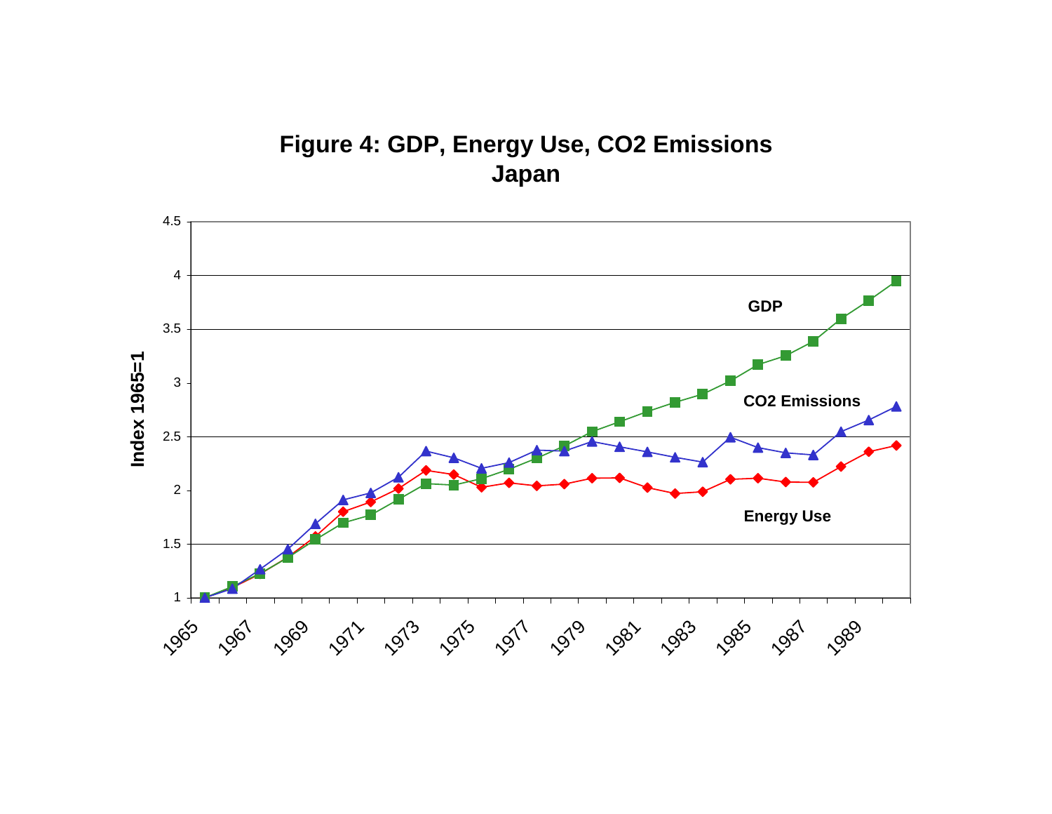**Figure 4: GDP, Energy Use, CO2 Emissions**
**Japan**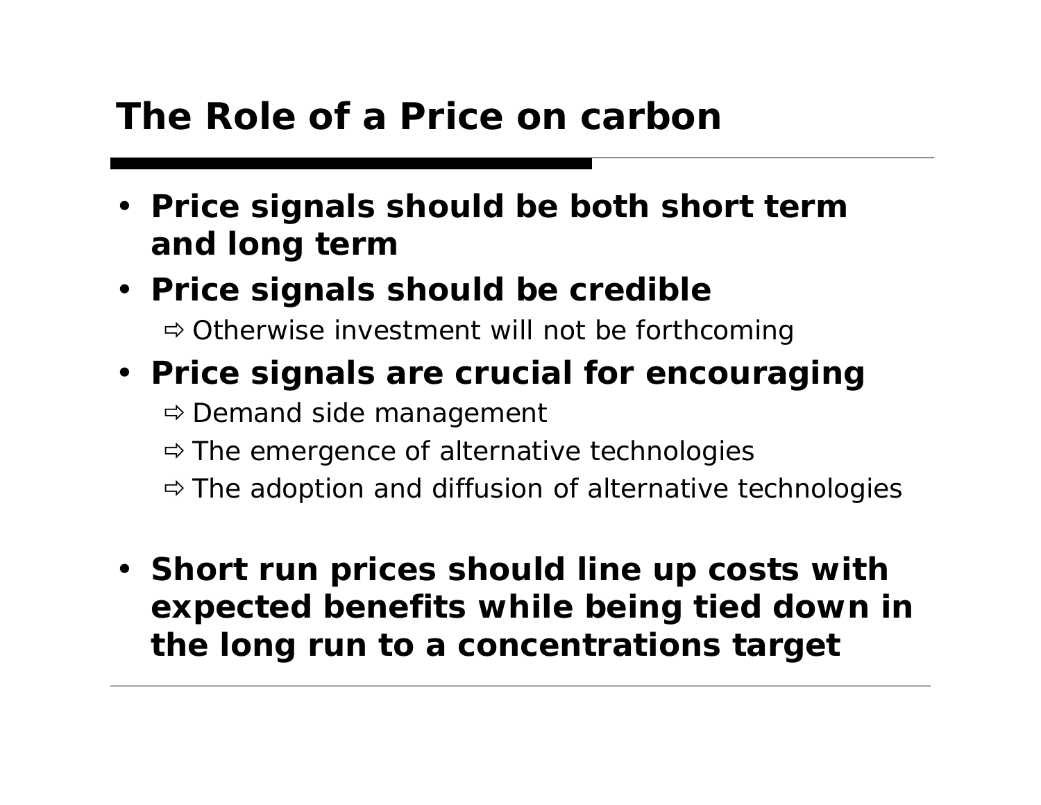# The Role of a Price on carbon

- **Price signals should be both short term and long term**
- **Price signals should be credible**
  - ⇨ Otherwise investment will not be forthcoming
- **Price signals are crucial for encouraging**
  - ⇨ Demand side management
  - ⇨ The emergence of alternative technologies
  - ⇨ The adoption and diffusion of alternative technologies
- **Short run prices should line up costs with expected benefits while being tied down in the long run to a concentrations target**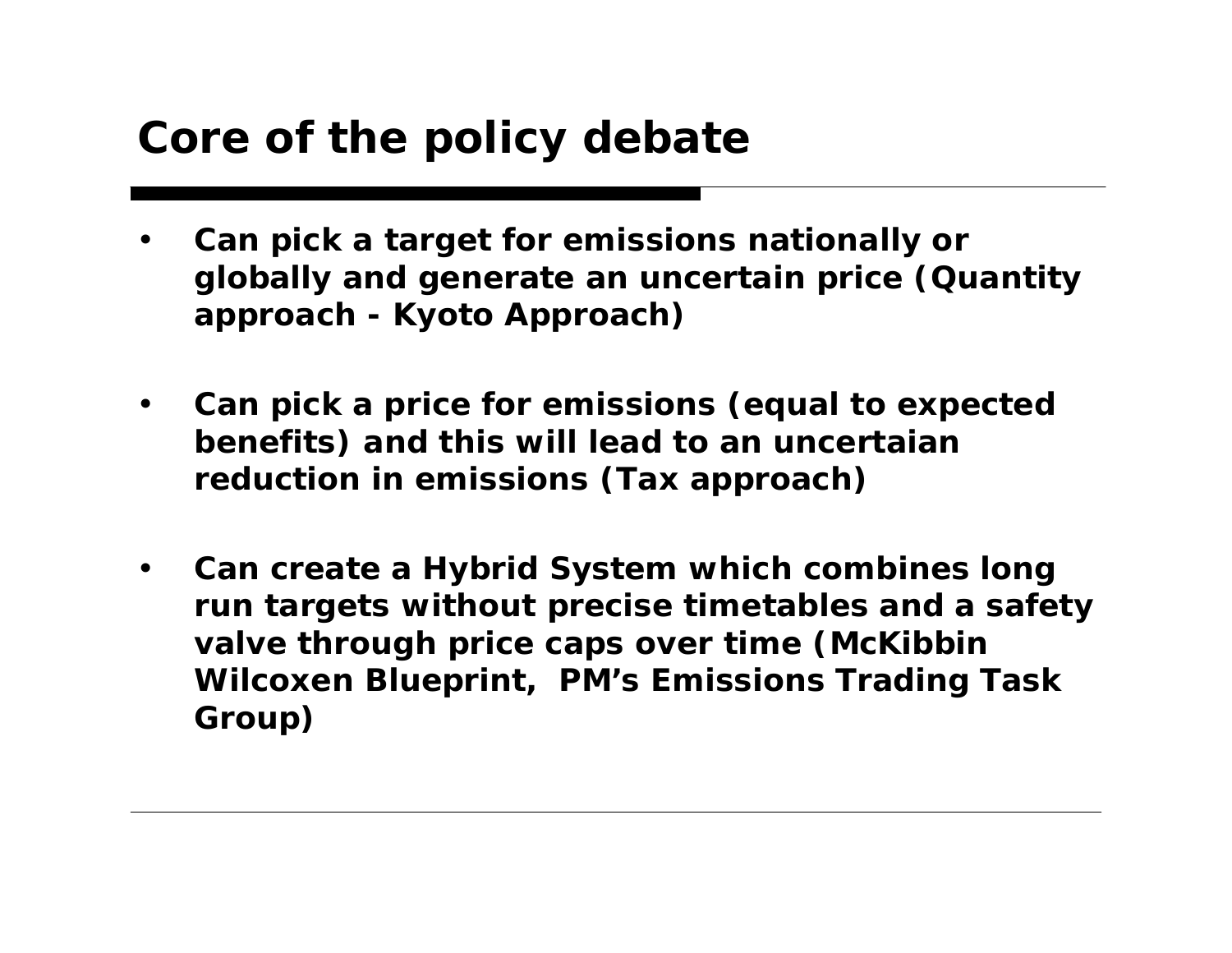# Core of the policy debate

- **Can pick a target for emissions nationally or globally and generate an uncertain price (Quantity approach - Kyoto Approach)**

- **Can pick a price for emissions (equal to expected benefits) and this will lead to an uncertaian reduction in emissions (Tax approach)**

- **Can create a Hybrid System which combines long run targets without precise timetables and a safety valve through price caps over time (McKibbin Wilcoxen Blueprint, PM's Emissions Trading Task Group)**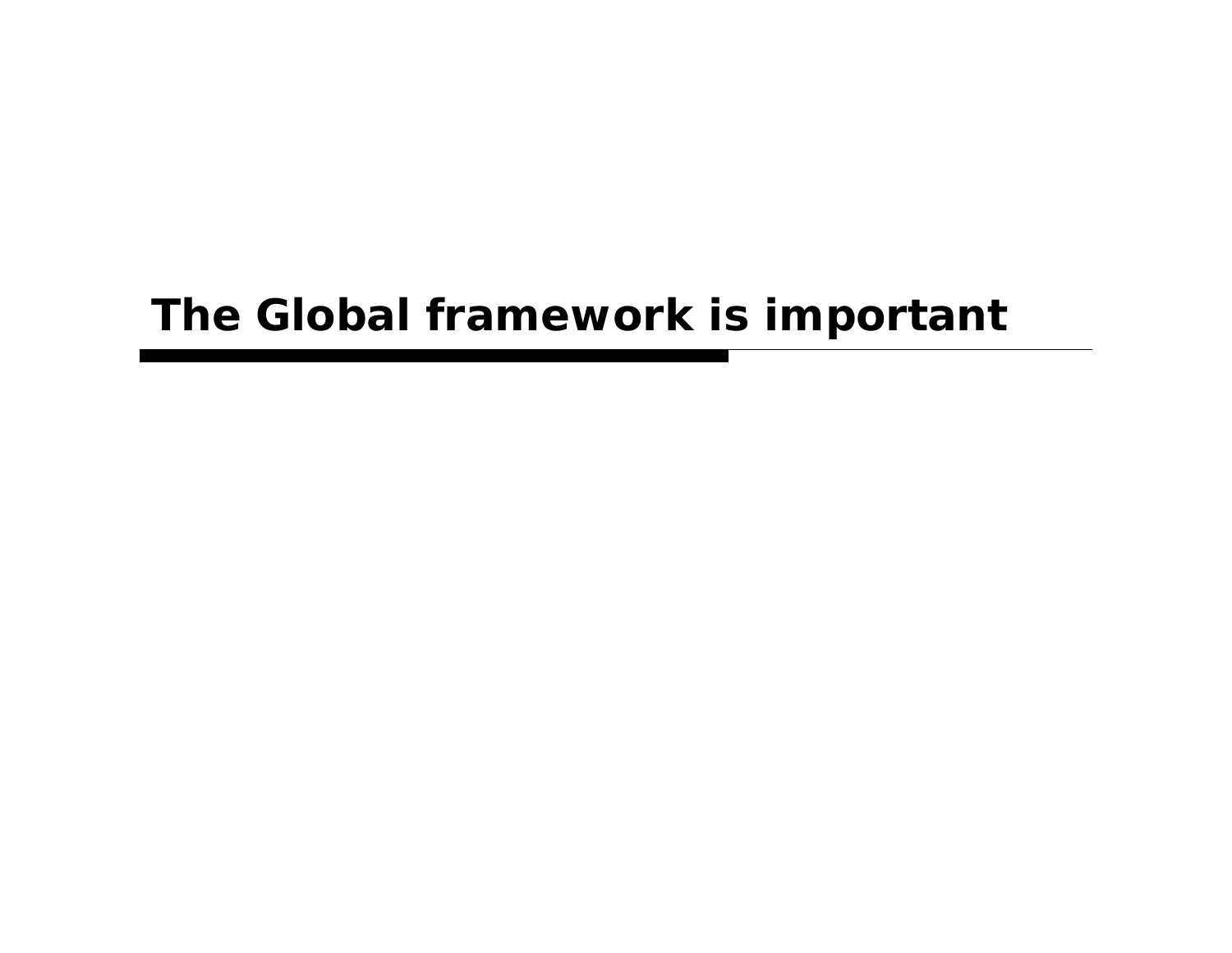# The Global framework is important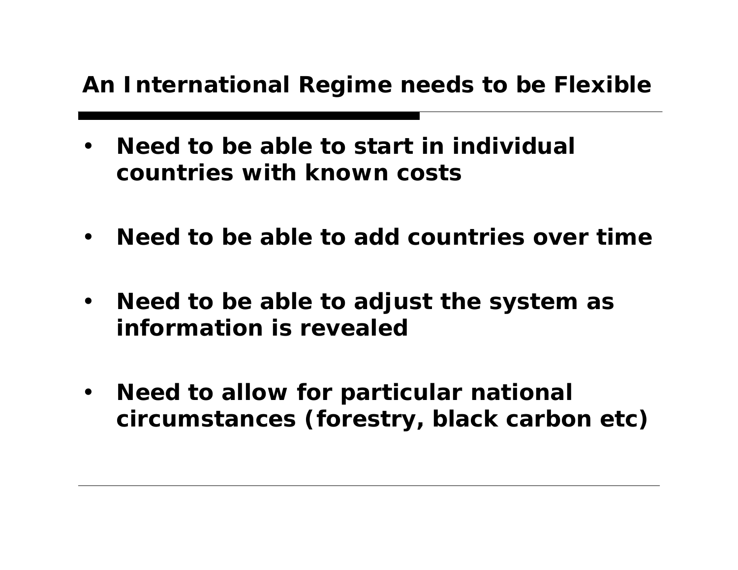## An International Regime needs to be Flexible

- **Need to be able to start in individual countries with known costs**
- **Need to be able to add countries over time**
- **Need to be able to adjust the system as information is revealed**
- **Need to allow for particular national circumstances (forestry, black carbon etc)**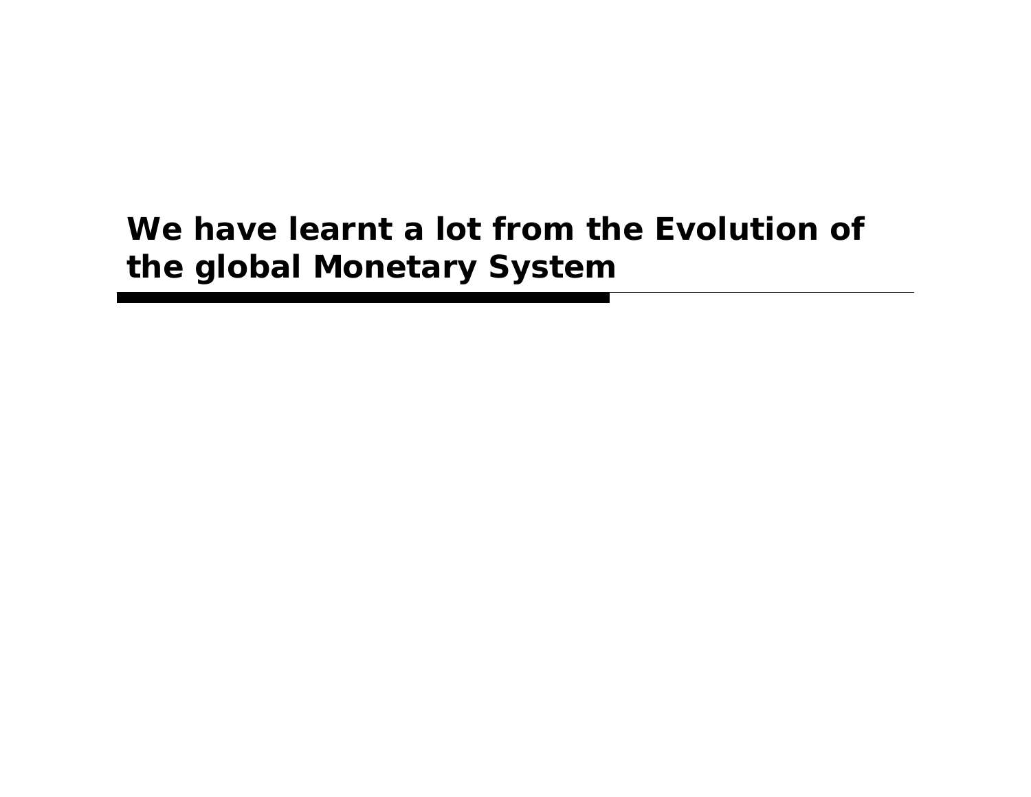# We have learnt a lot from the Evolution of the global Monetary System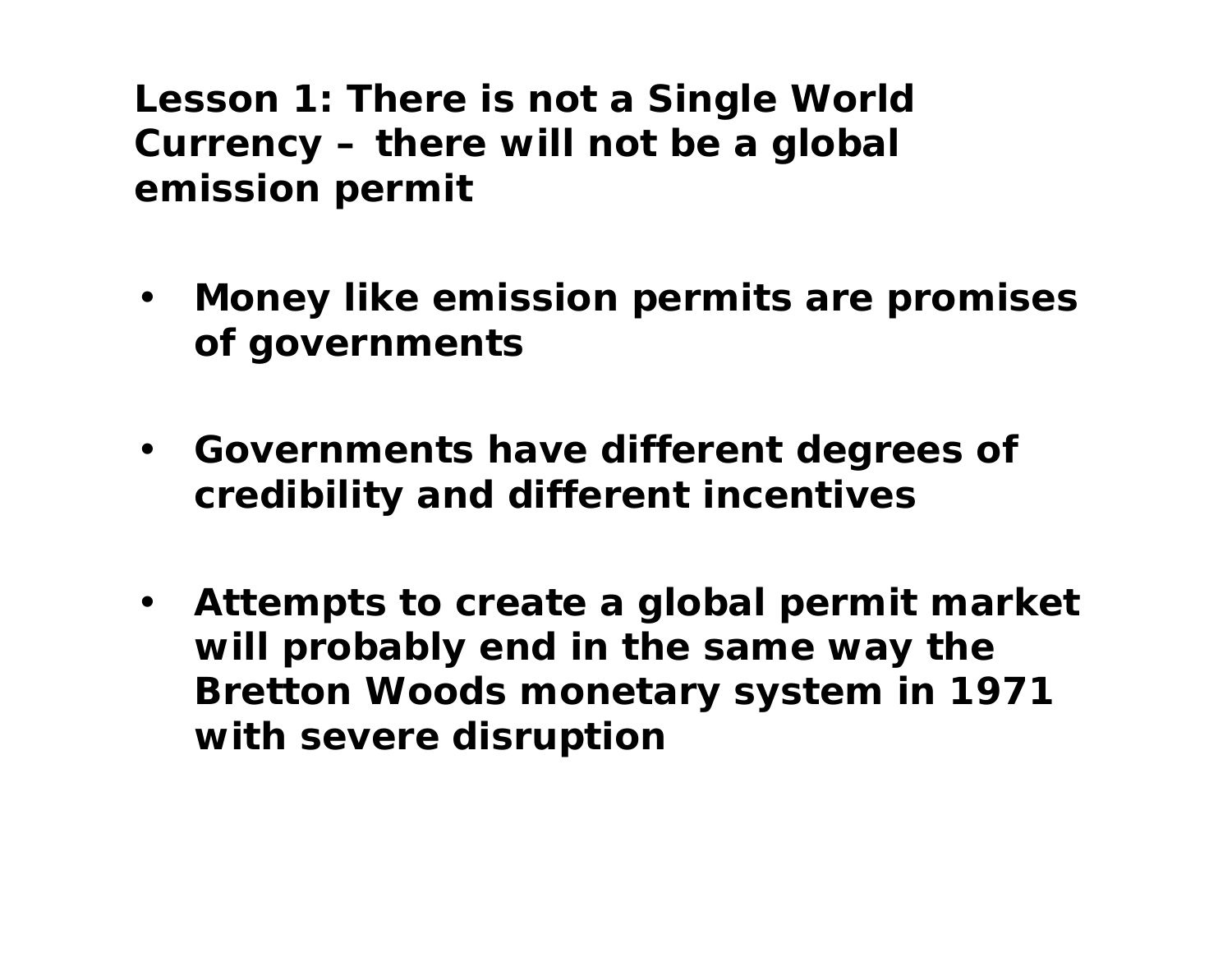## Lesson 1: There is not a Single World Currency – there will not be a global emission permit

- **Money like emission permits are promises of governments**
- **Governments have different degrees of credibility and different incentives**
- **Attempts to create a global permit market will probably end in the same way the Bretton Woods monetary system in 1971 with severe disruption**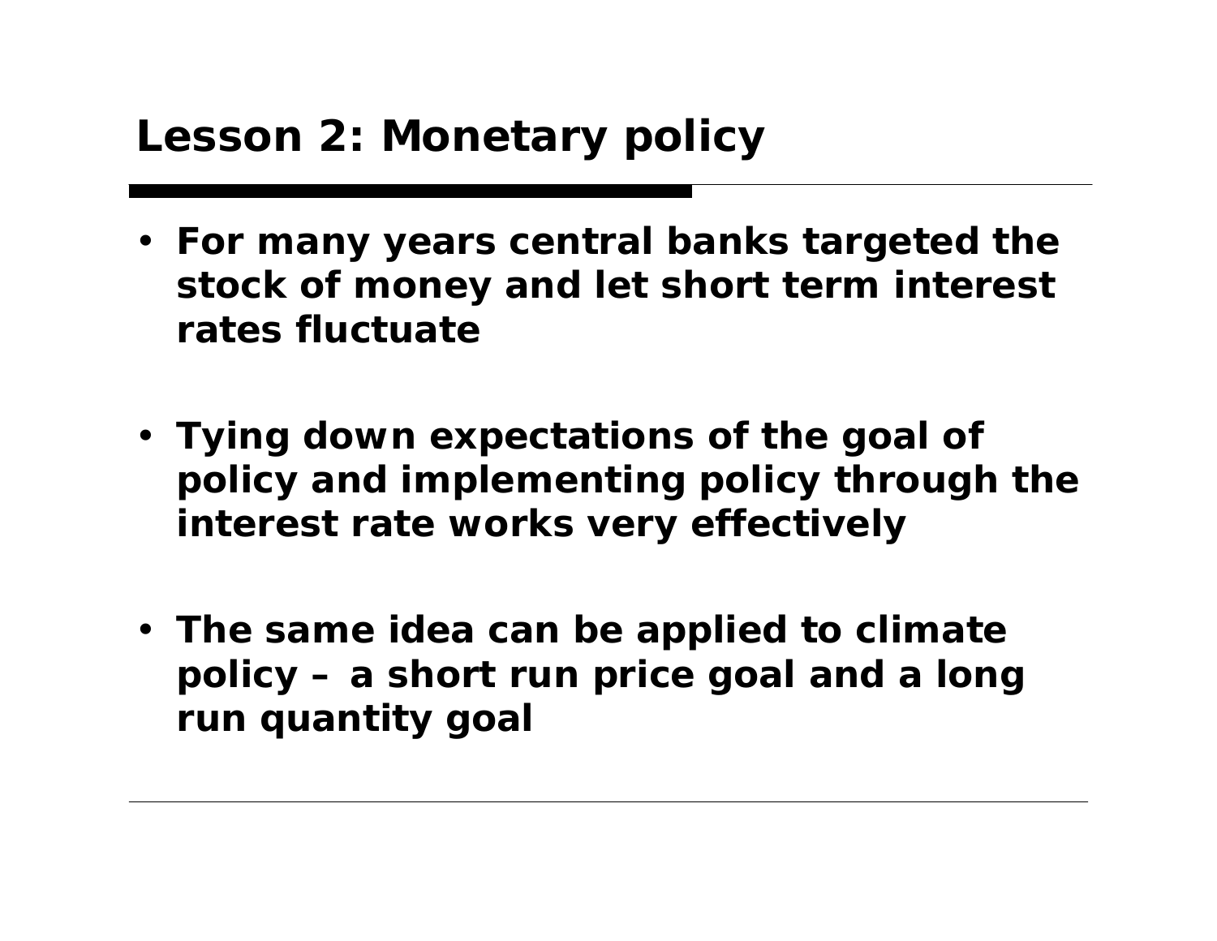# Lesson 2: Monetary policy

- **For many years central banks targeted the stock of money and let short term interest rates fluctuate**
- **Tying down expectations of the goal of policy and implementing policy through the interest rate works very effectively**
- **The same idea can be applied to climate policy – a short run price goal and a long run quantity goal**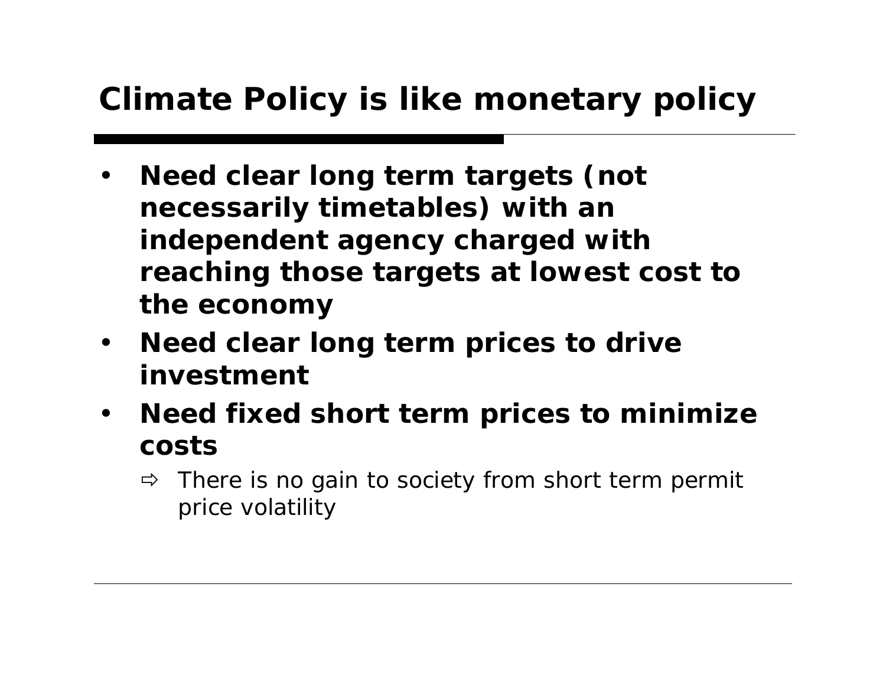# Climate Policy is like monetary policy

- **Need clear long term targets (not necessarily timetables) with an independent agency charged with reaching those targets at lowest cost to the economy**
- **Need clear long term prices to drive investment**
- **Need fixed short term prices to minimize costs**
  - ⇨ There is no gain to society from short term permit price volatility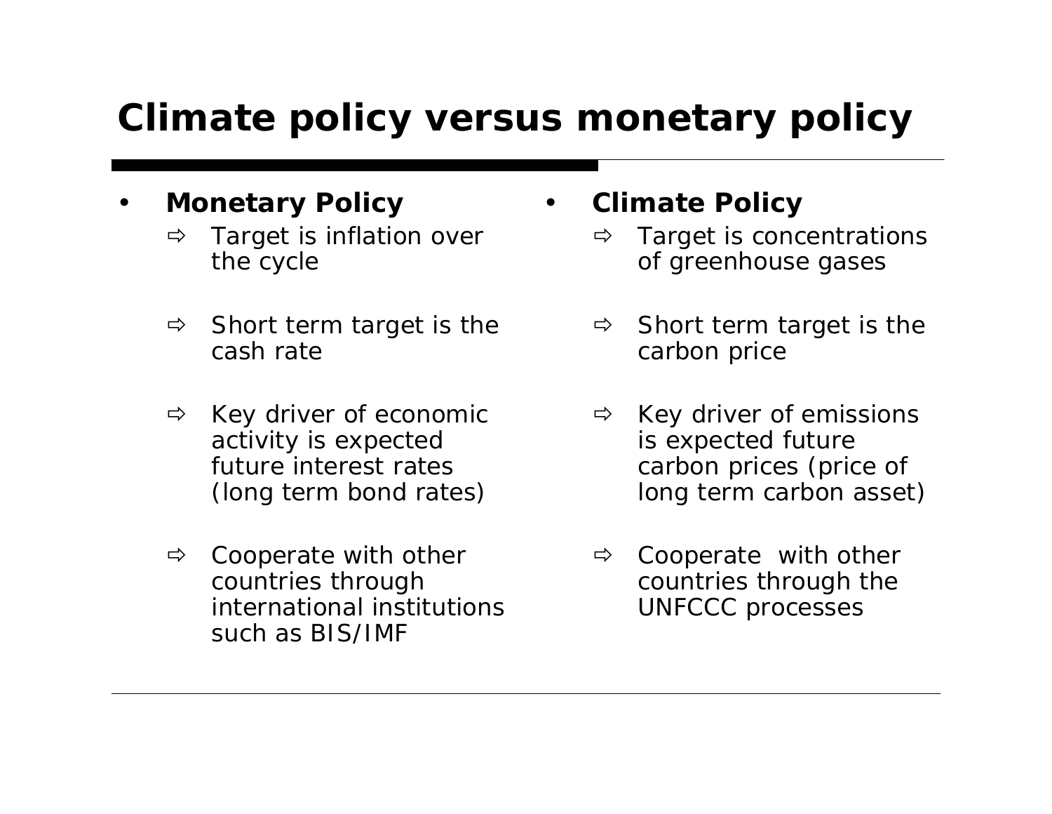# Climate policy versus monetary policy

- **Monetary Policy**
  - ⇨ Target is inflation over the cycle
  - ⇨ Short term target is the cash rate
  - ⇨ Key driver of economic activity is expected future interest rates (long term bond rates)
  - ⇨ Cooperate with other countries through international institutions such as BIS/IMF

- **Climate Policy**
  - ⇨ Target is concentrations of greenhouse gases
  - ⇨ Short term target is the carbon price
  - ⇨ Key driver of emissions is expected future carbon prices (price of long term carbon asset)
  - ⇨ Cooperate with other countries through the UNFCCC processes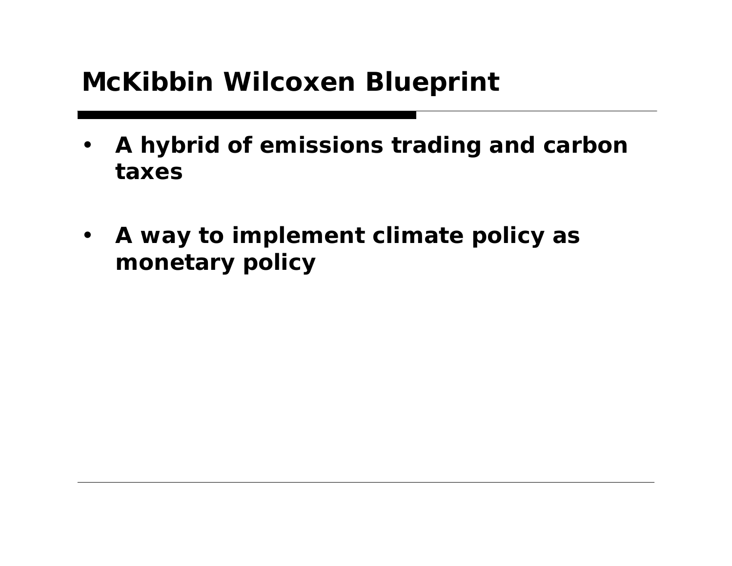# McKibbin Wilcoxen Blueprint

- **A hybrid of emissions trading and carbon taxes**

- **A way to implement climate policy as monetary policy**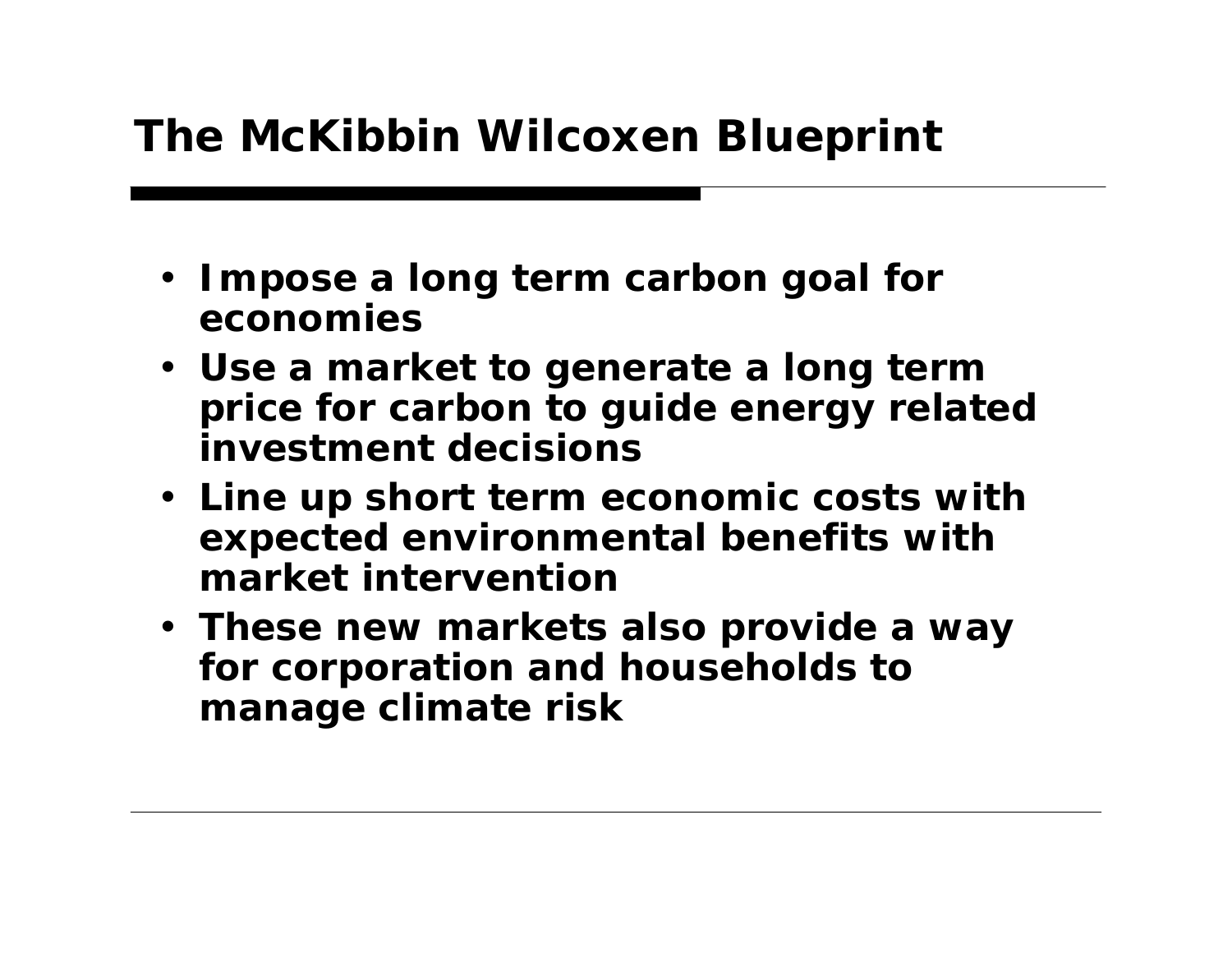# The McKibbin Wilcoxen Blueprint

- **Impose a long term carbon goal for economies**
- **Use a market to generate a long term price for carbon to guide energy related investment decisions**
- **Line up short term economic costs with expected environmental benefits with market intervention**
- **These new markets also provide a way for corporation and households to manage climate risk**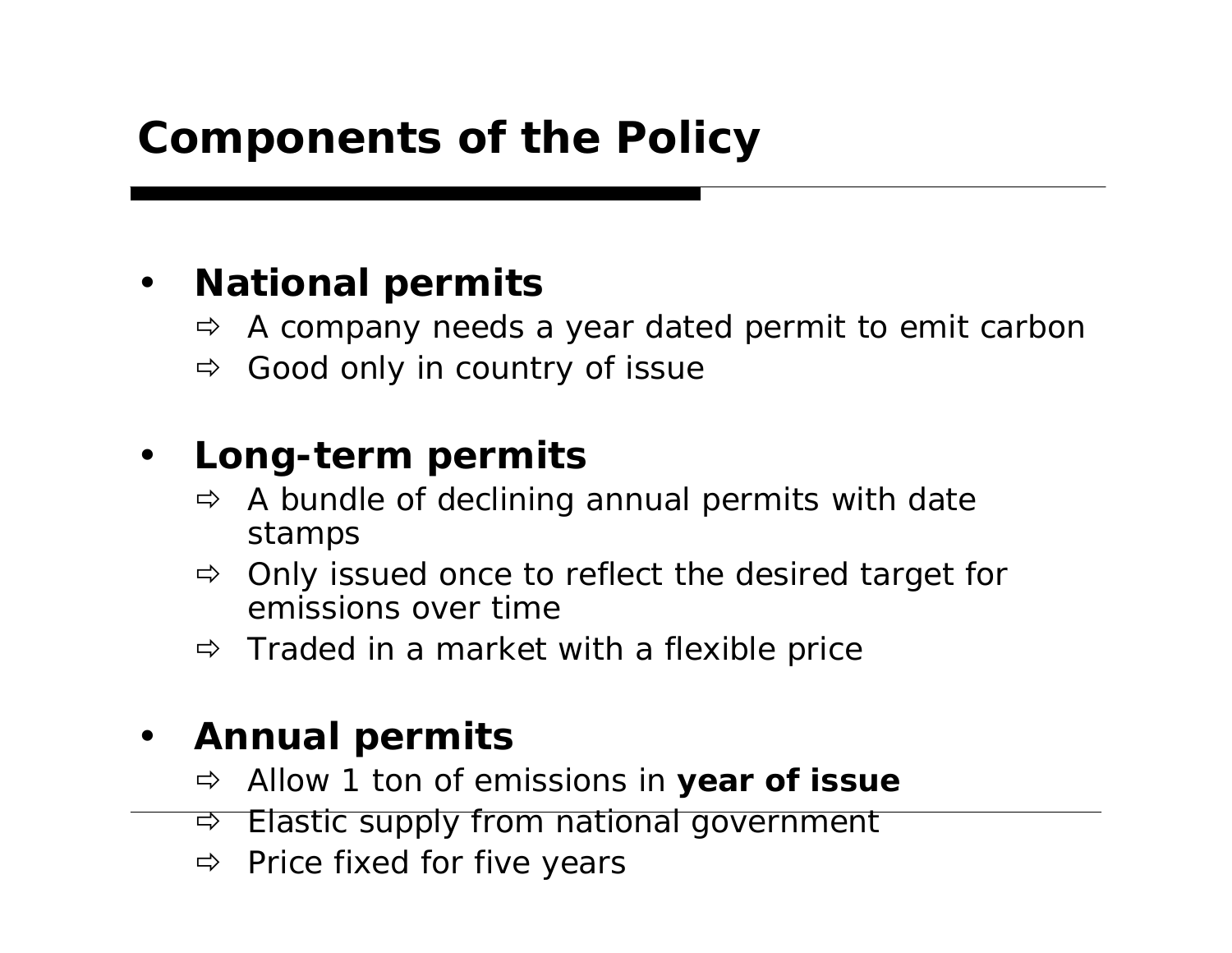# Components of the Policy

- **National permits**
  - ⇨ A company needs a year dated permit to emit carbon
  - ⇨ Good only in country of issue

- **Long-term permits**
  - ⇨ A bundle of declining annual permits with date stamps
  - ⇨ Only issued once to reflect the desired target for emissions over time
  - ⇨ Traded in a market with a flexible price

- **Annual permits**
  - ⇨ Allow 1 ton of emissions in **year of issue**
  - ⇨ Elastic supply from national government
  - ⇨ Price fixed for five years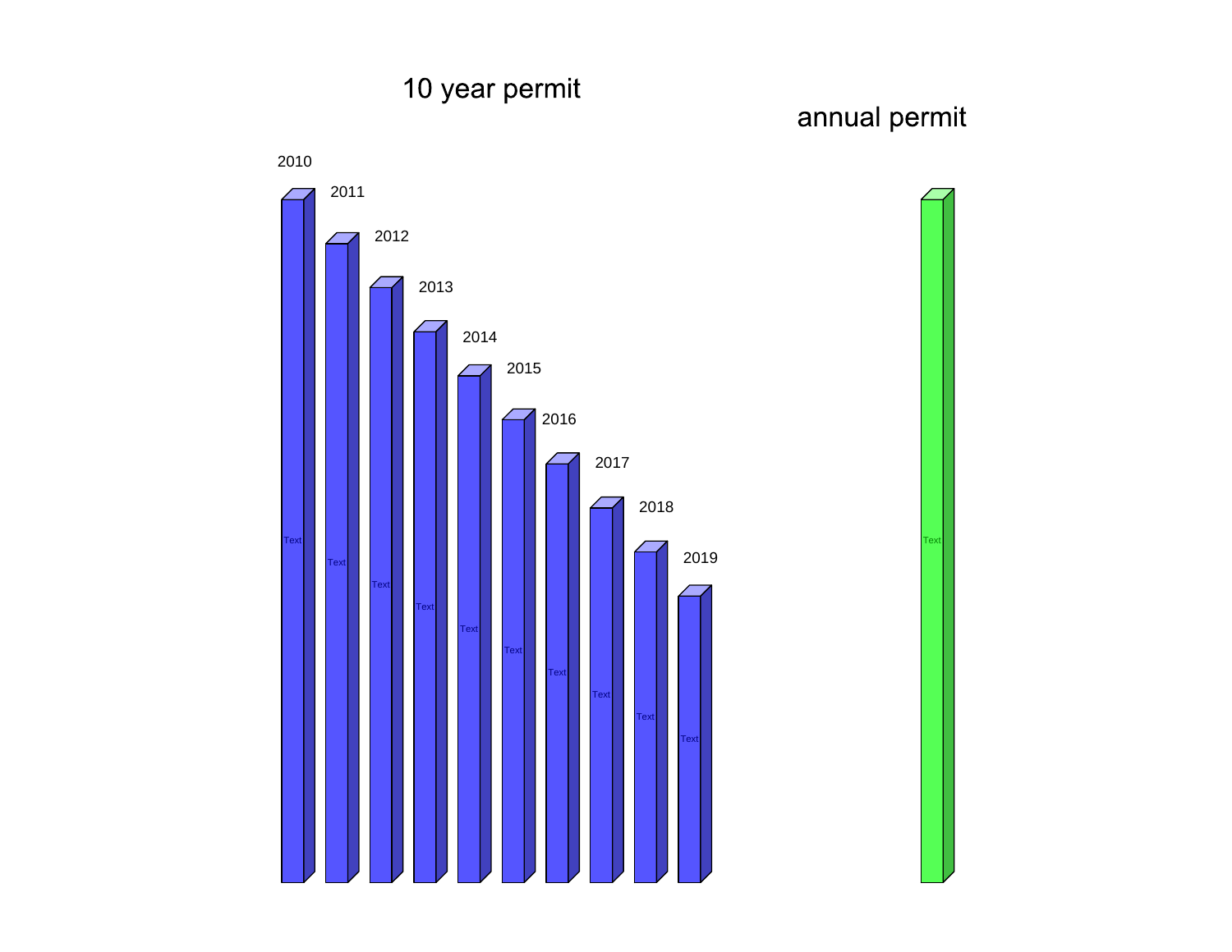10 year permit

annual permit

2010

2011

2012

2013

2014

2015

2016

2017

2018

2019

Text Text Text Text Text Text Text Text Text Text

Text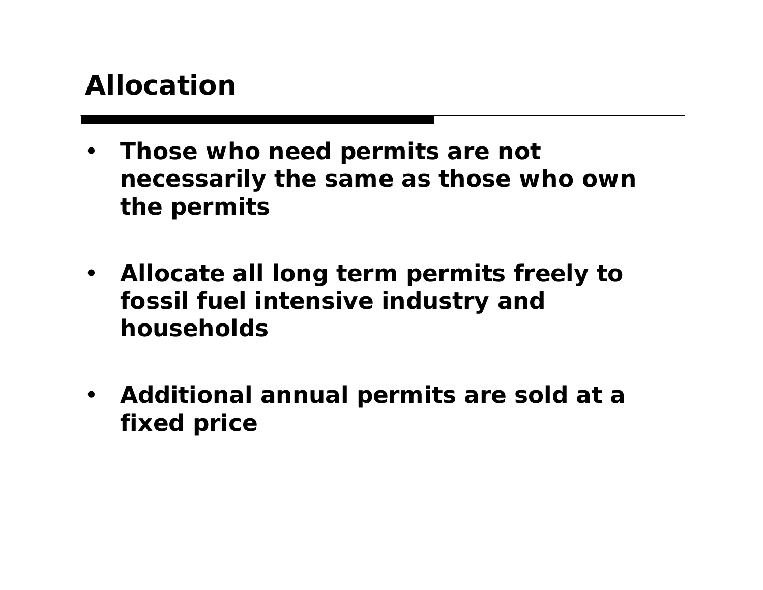# Allocation

- **Those who need permits are not necessarily the same as those who own the permits**
- **Allocate all long term permits freely to fossil fuel intensive industry and households**
- **Additional annual permits are sold at a fixed price**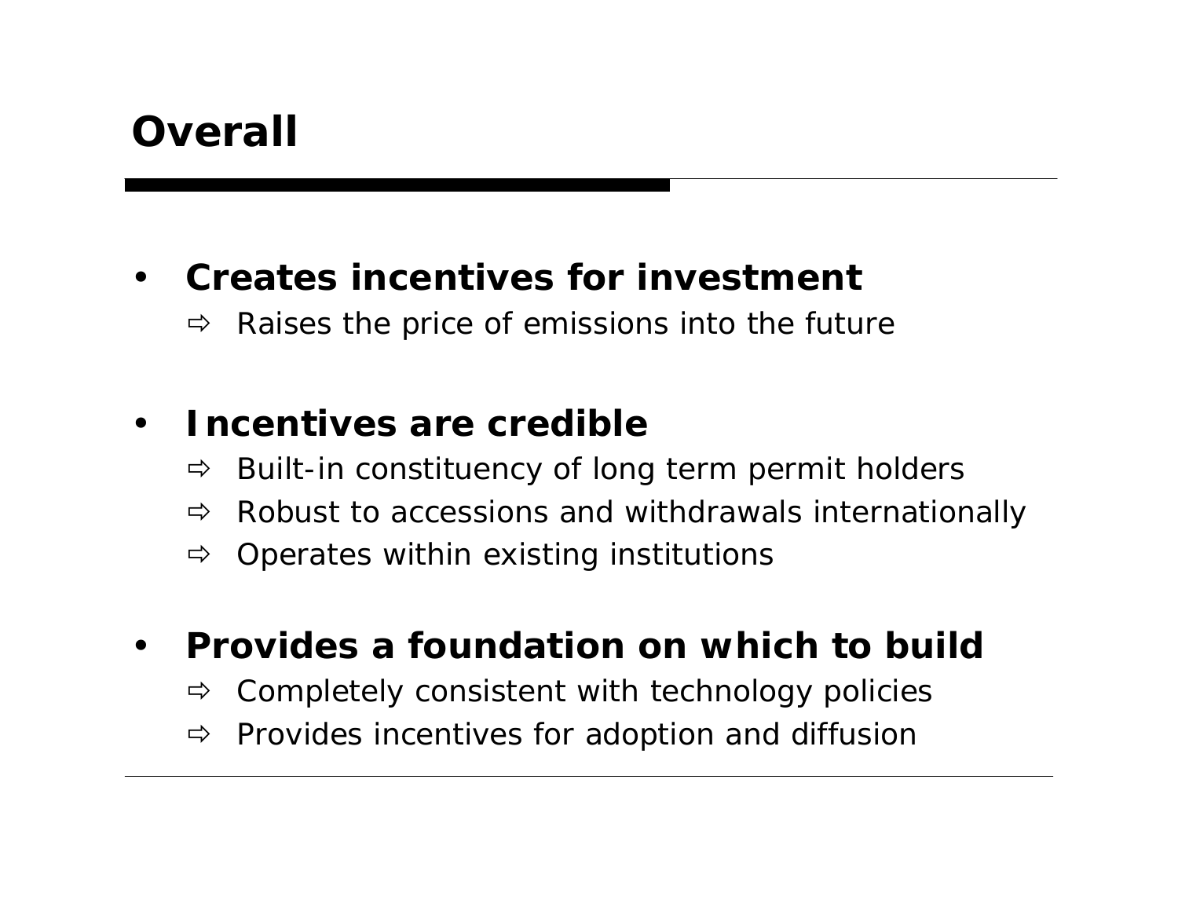# Overall

- **Creates incentives for investment**
  - ⇨ Raises the price of emissions into the future

- **Incentives are credible**
  - ⇨ Built-in constituency of long term permit holders
  - ⇨ Robust to accessions and withdrawals internationally
  - ⇨ Operates within existing institutions

- **Provides a foundation on which to build**
  - ⇨ Completely consistent with technology policies
  - ⇨ Provides incentives for adoption and diffusion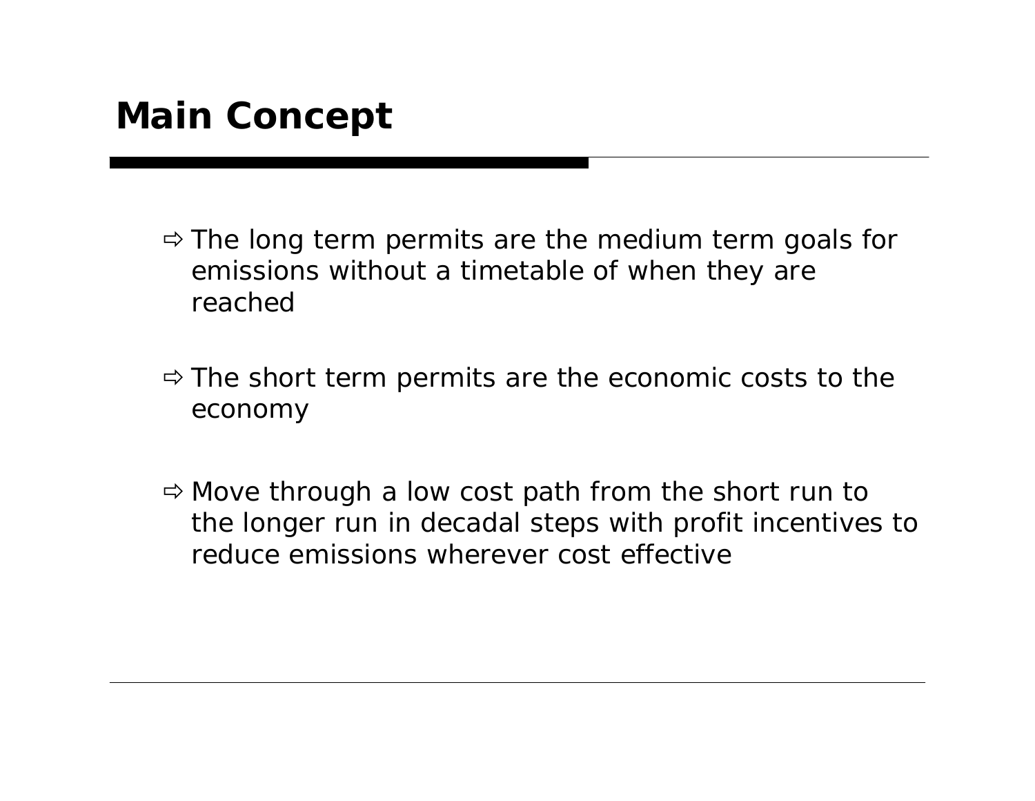# Main Concept

- ⇨ The long term permits are the medium term goals for emissions without a timetable of when they are reached
- ⇨ The short term permits are the economic costs to the economy
- ⇨ Move through a low cost path from the short run to the longer run in decadal steps with profit incentives to reduce emissions wherever cost effective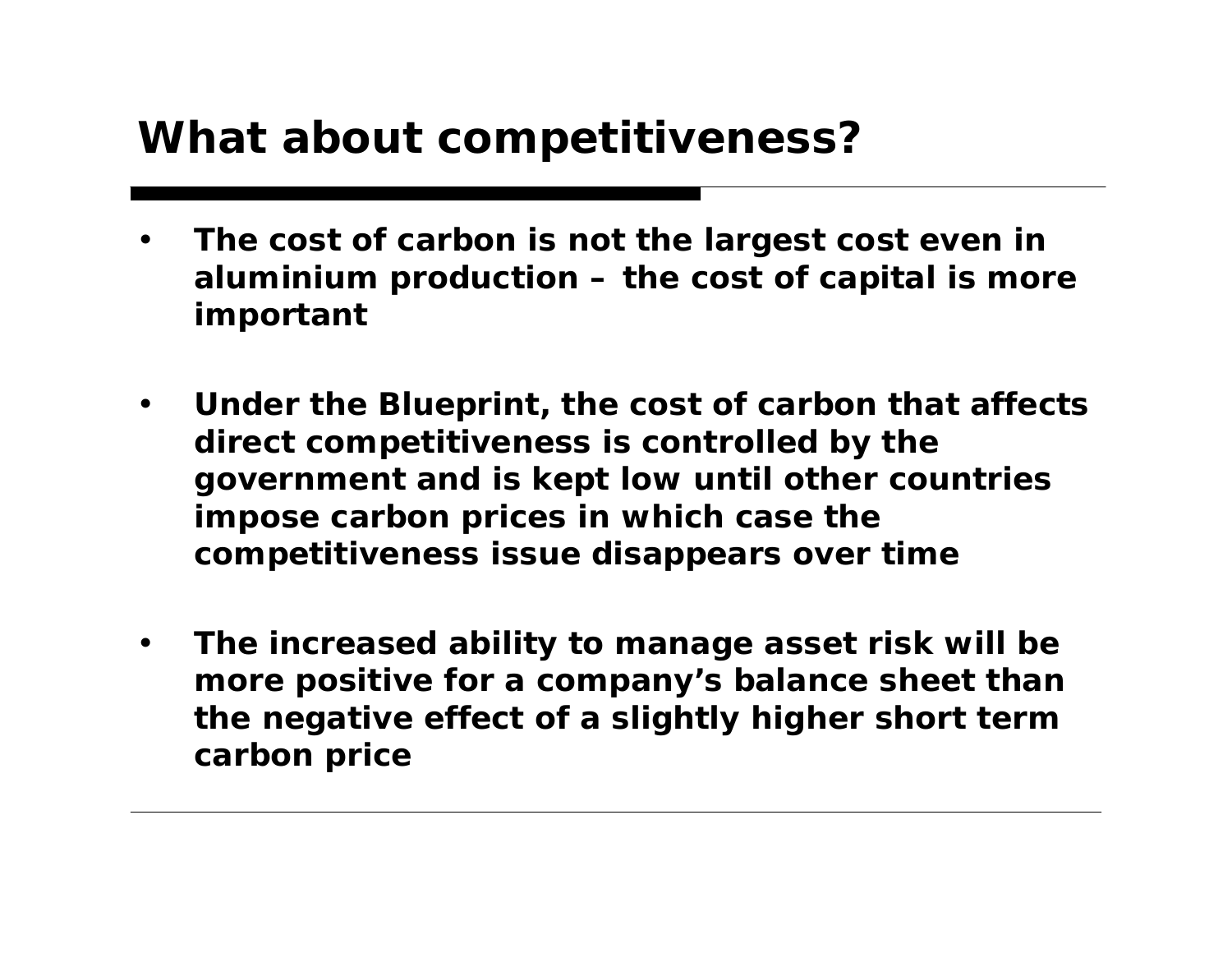# What about competitiveness?

- **The cost of carbon is not the largest cost even in aluminium production – the cost of capital is more important**

- **Under the Blueprint, the cost of carbon that affects direct competitiveness is controlled by the government and is kept low until other countries impose carbon prices in which case the competitiveness issue disappears over time**

- **The increased ability to manage asset risk will be more positive for a company's balance sheet than the negative effect of a slightly higher short term carbon price**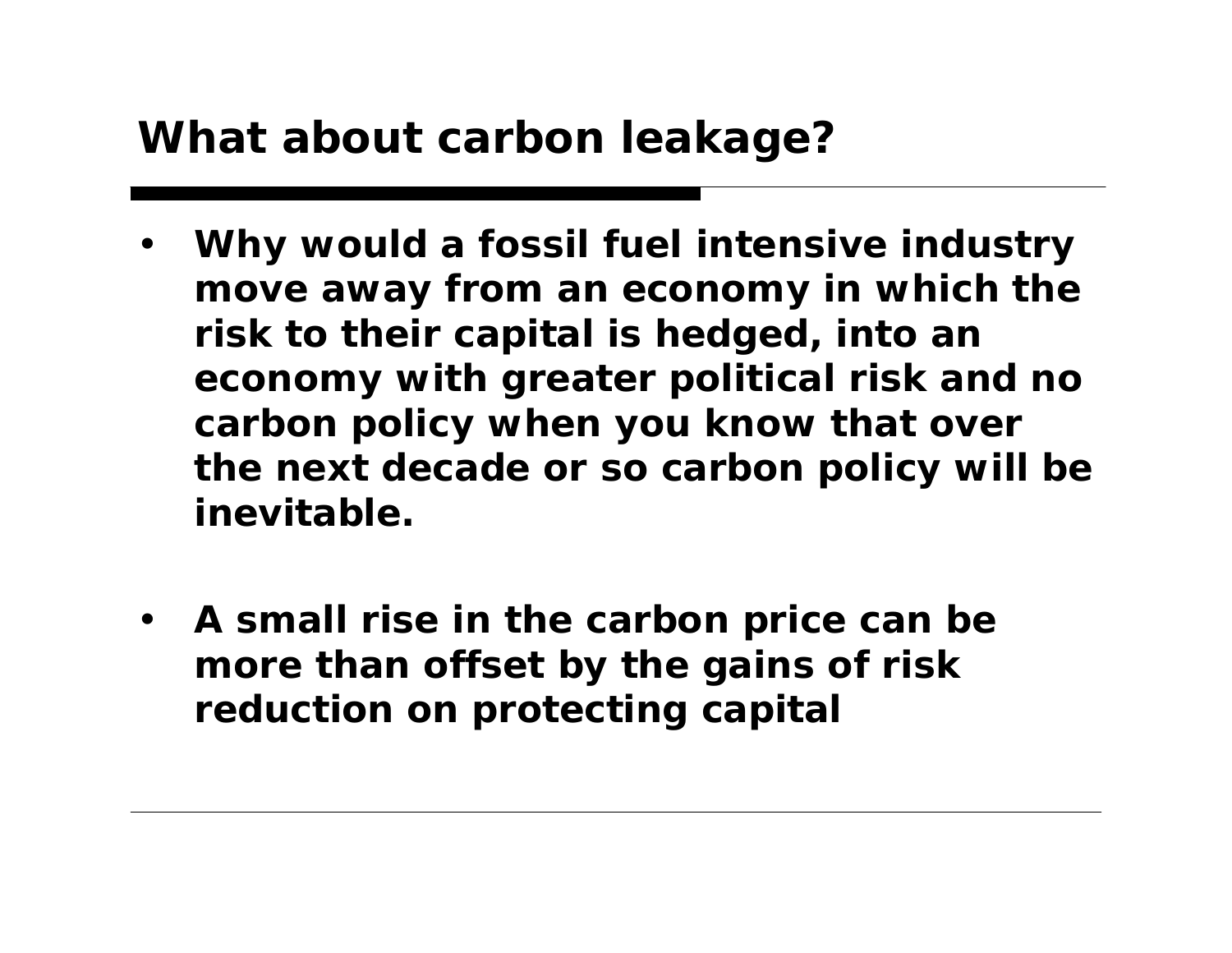# What about carbon leakage?

- **Why would a fossil fuel intensive industry move away from an economy in which the risk to their capital is hedged, into an economy with greater political risk and no carbon policy when you know that over the next decade or so carbon policy will be inevitable.**

- **A small rise in the carbon price can be more than offset by the gains of risk reduction on protecting capital**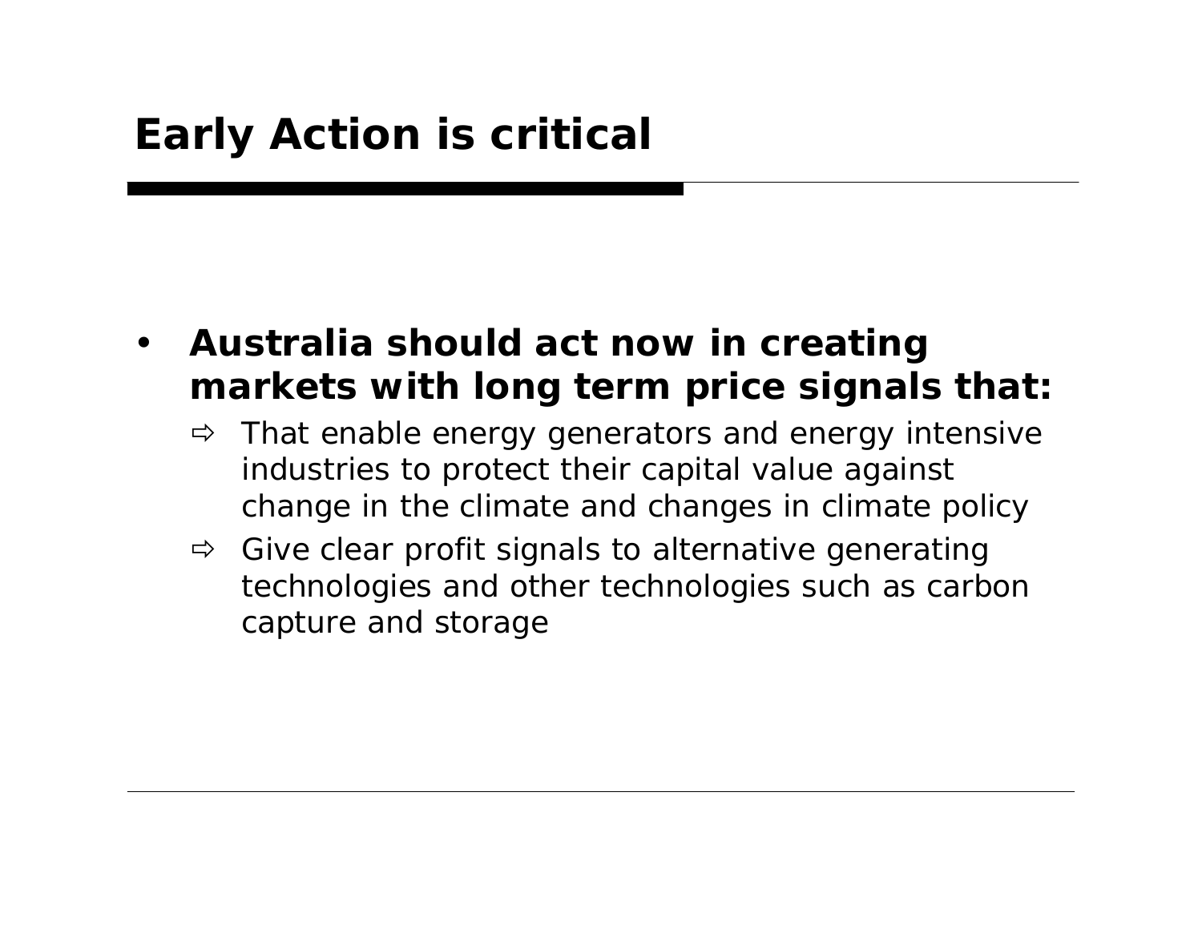# Early Action is critical

- **Australia should act now in creating markets with long term price signals that:**
  - ⇨ That enable energy generators and energy intensive industries to protect their capital value against change in the climate and changes in climate policy
  - ⇨ Give clear profit signals to alternative generating technologies and other technologies such as carbon capture and storage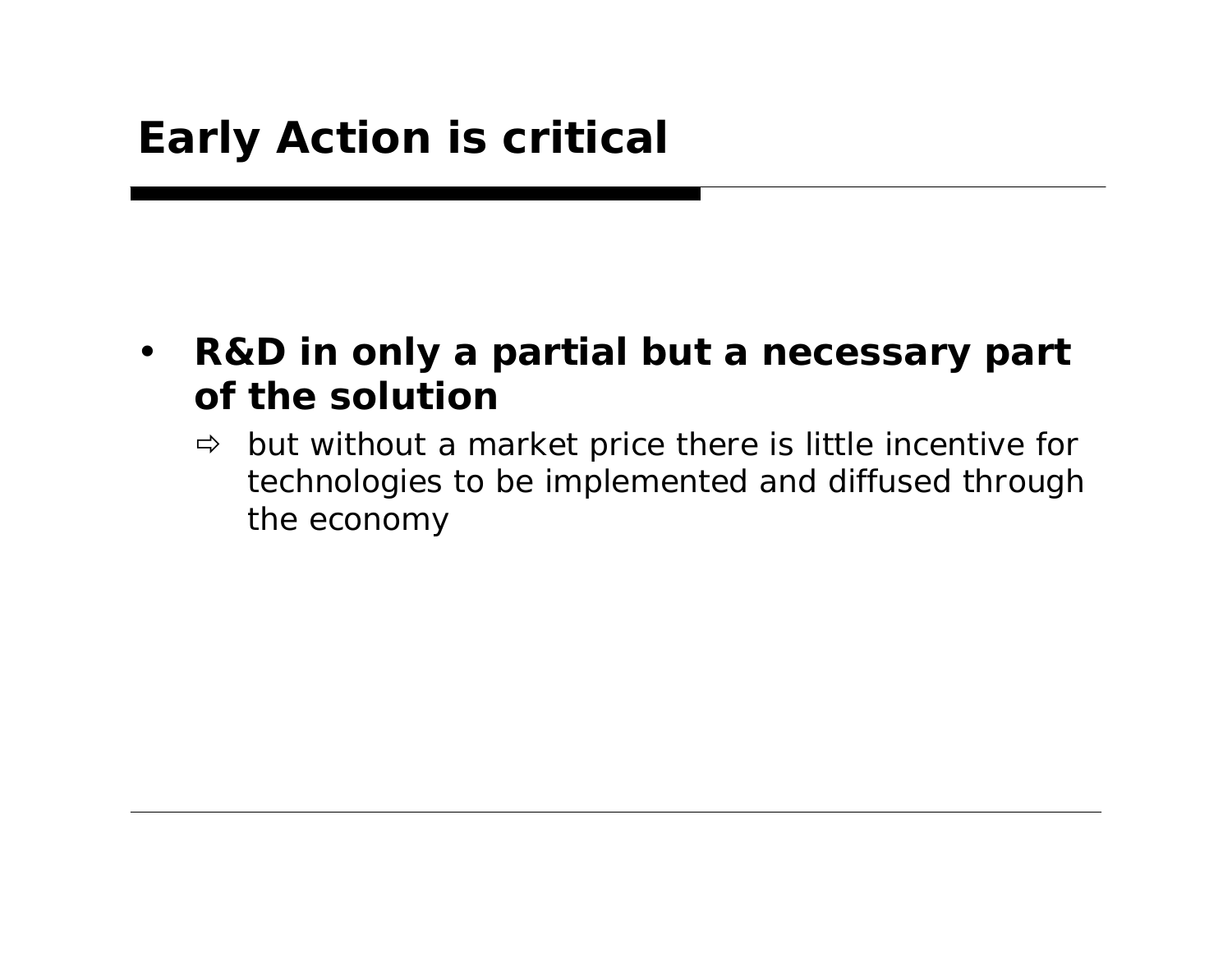# Early Action is critical

- **R&D in only a partial but a necessary part of the solution**
  - ⇨ but without a market price there is little incentive for technologies to be implemented and diffused through the economy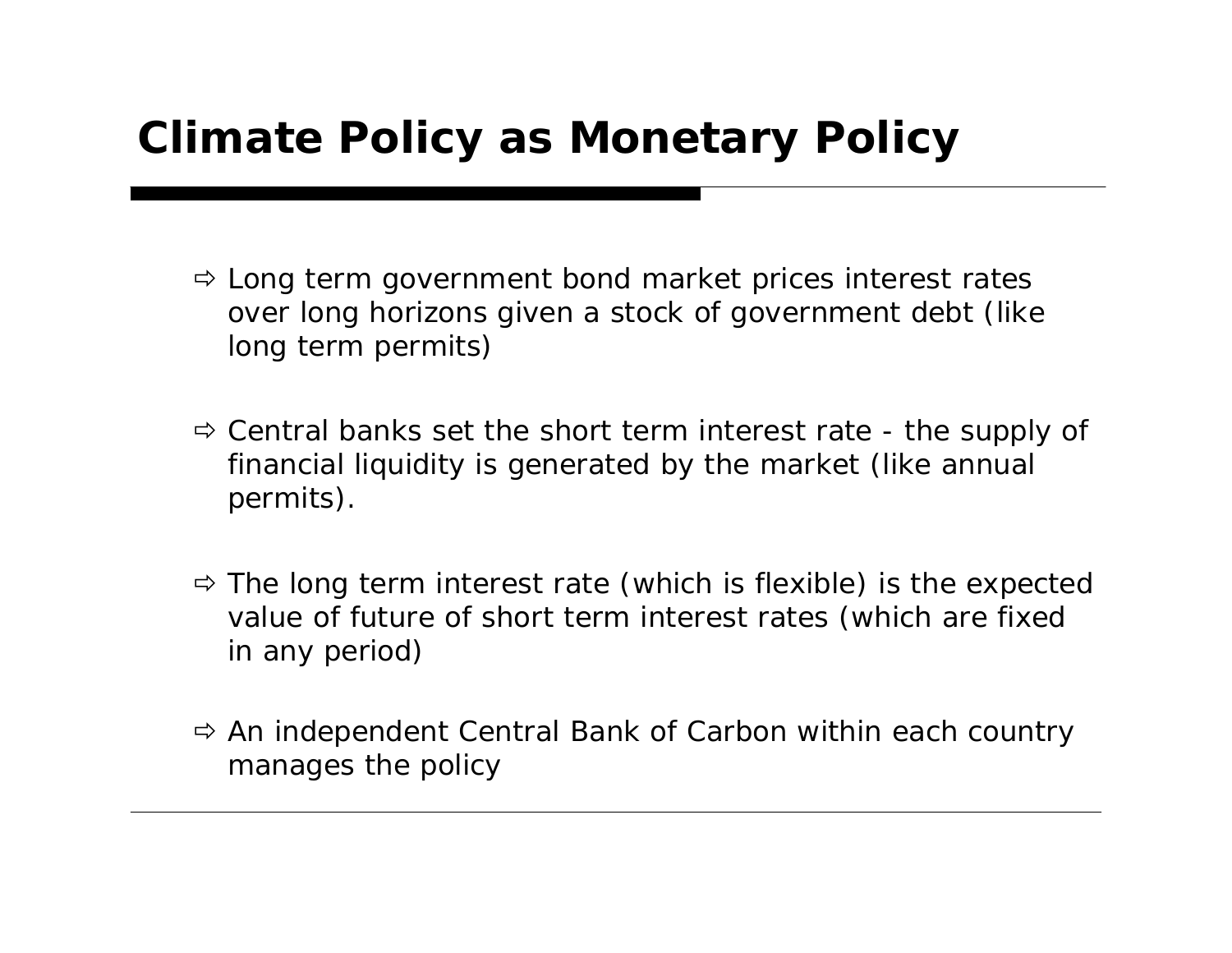# Climate Policy as Monetary Policy

- ⇨ Long term government bond market prices interest rates over long horizons given a stock of government debt (like long term permits)
- ⇨ Central banks set the short term interest rate - the supply of financial liquidity is generated by the market (like annual permits).
- ⇨ The long term interest rate (which is flexible) is the expected value of future of short term interest rates (which are fixed in any period)
- ⇨ An independent Central Bank of Carbon within each country manages the policy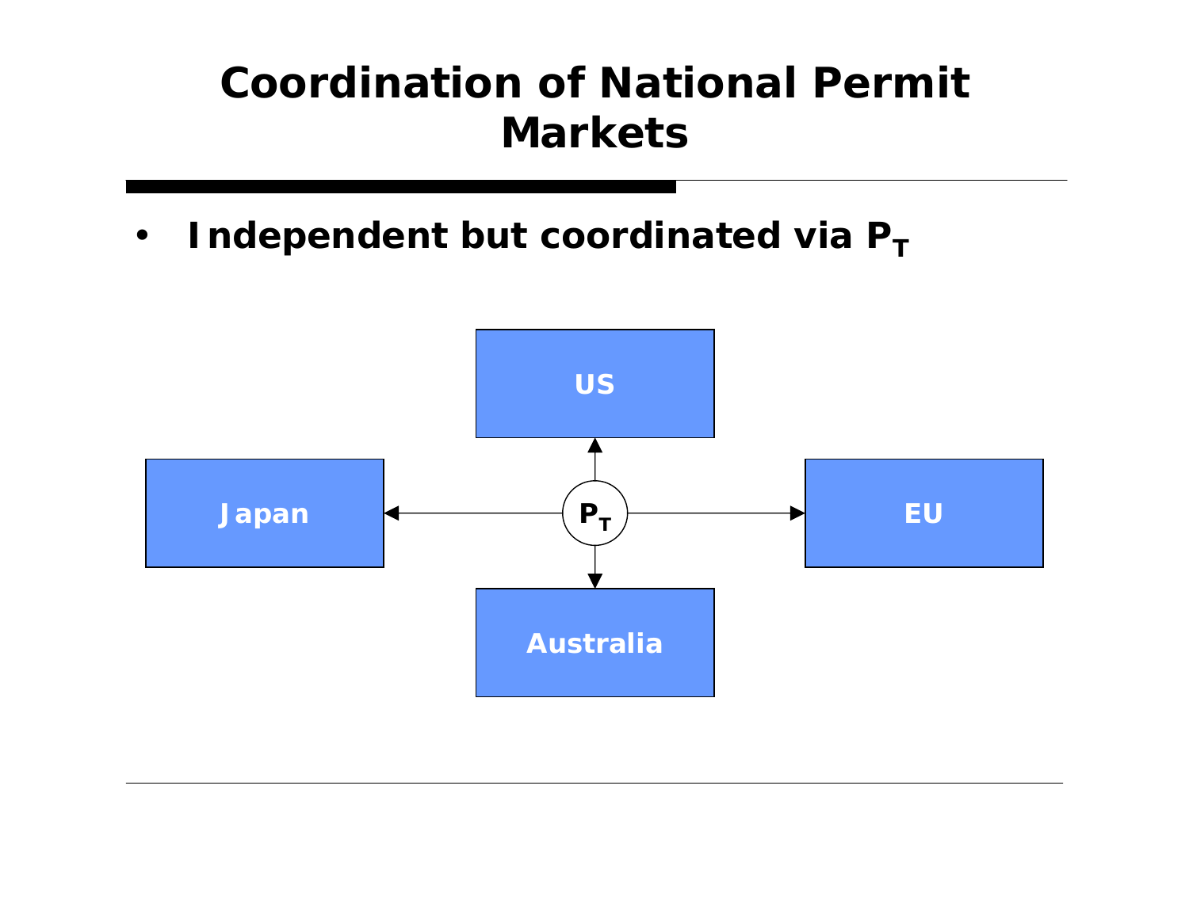# Coordination of National Permit Markets

- **Independent but coordinated via $P_T$**

US

Japan

$P_T$

EU

Australia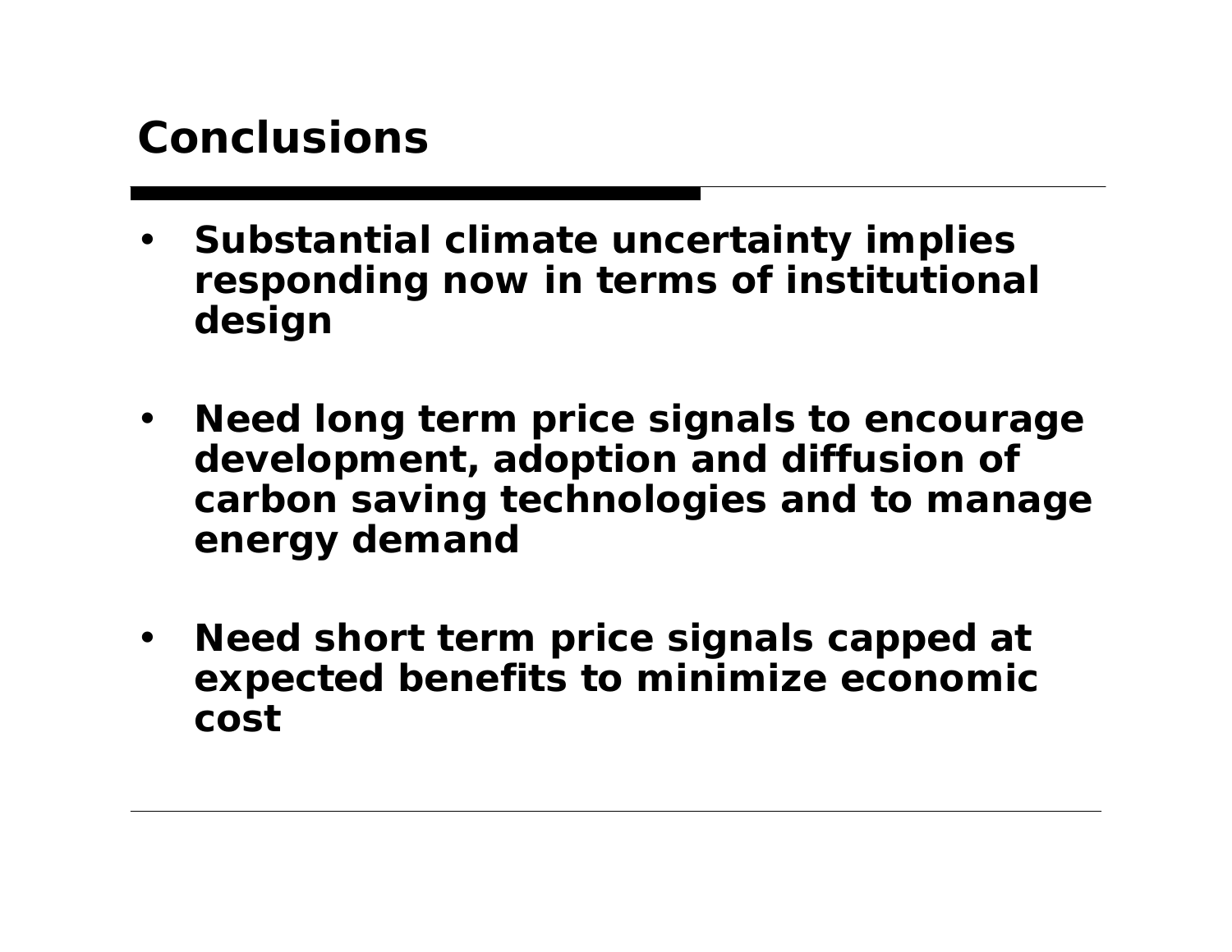# Conclusions

- **Substantial climate uncertainty implies responding now in terms of institutional design**

- **Need long term price signals to encourage development, adoption and diffusion of carbon saving technologies and to manage energy demand**

- **Need short term price signals capped at expected benefits to minimize economic cost**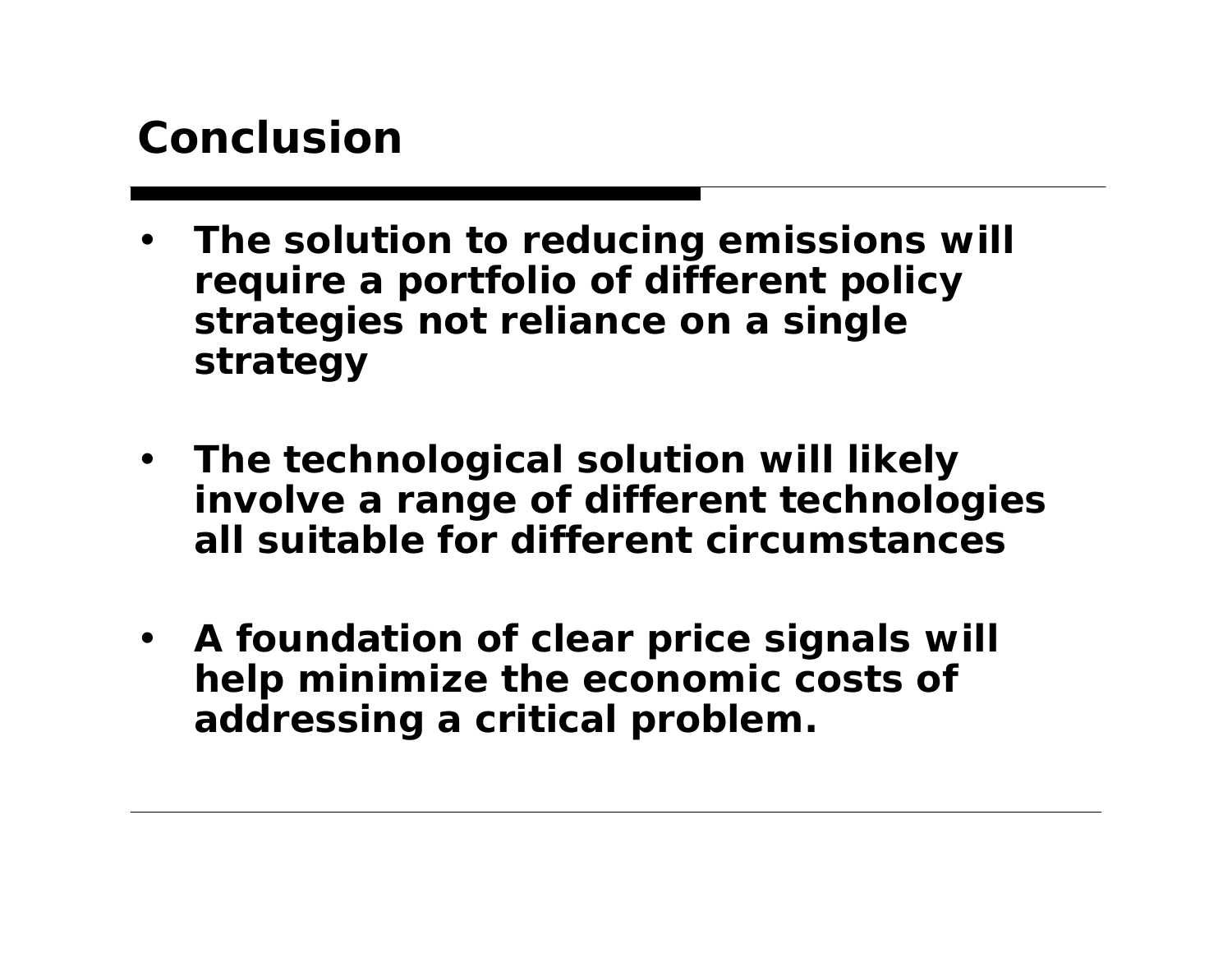# Conclusion

- **The solution to reducing emissions will require a portfolio of different policy strategies not reliance on a single strategy**

- **The technological solution will likely involve a range of different technologies all suitable for different circumstances**

- **A foundation of clear price signals will help minimize the economic costs of addressing a critical problem.**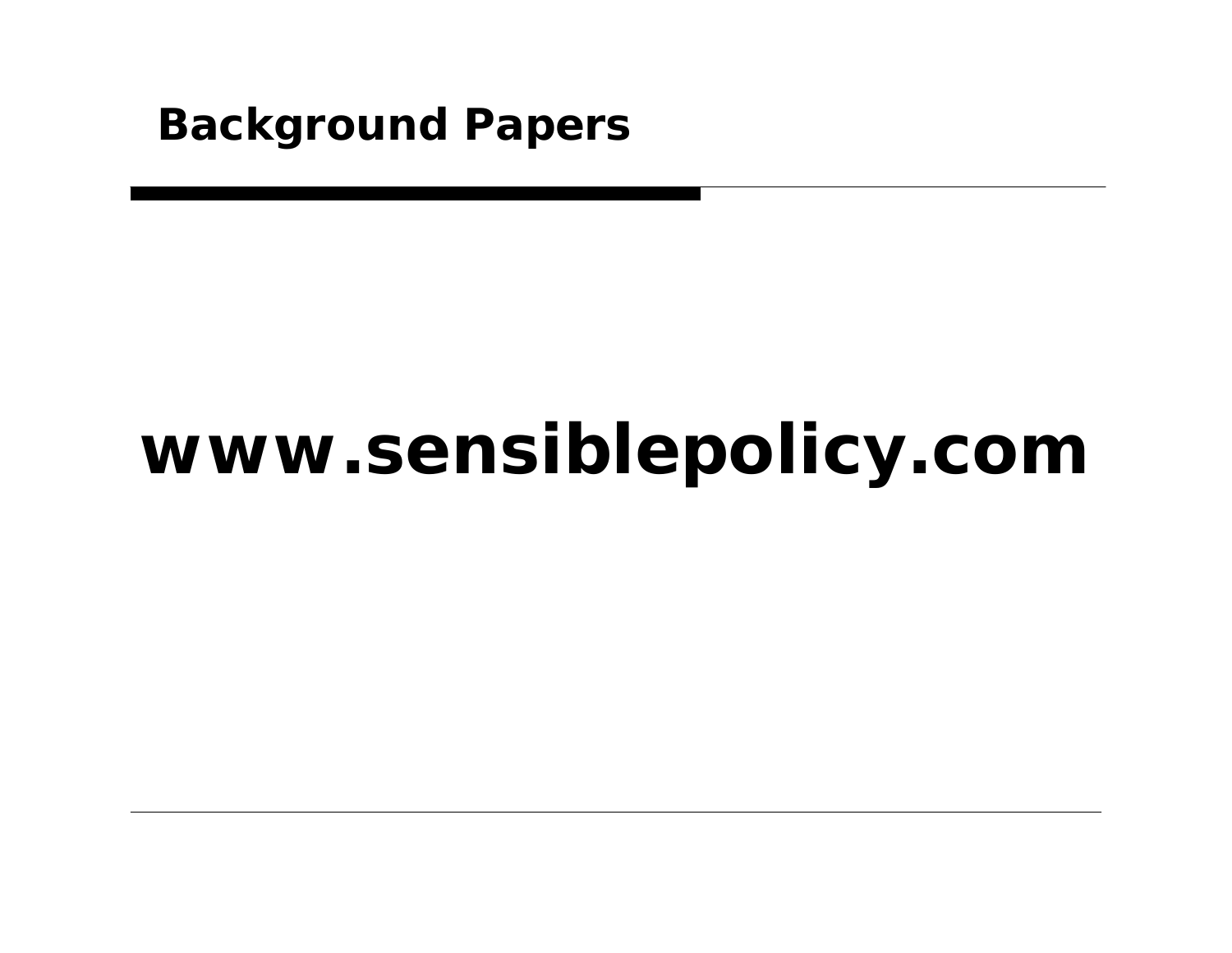# Background Papers

**www.sensiblepolicy.com**